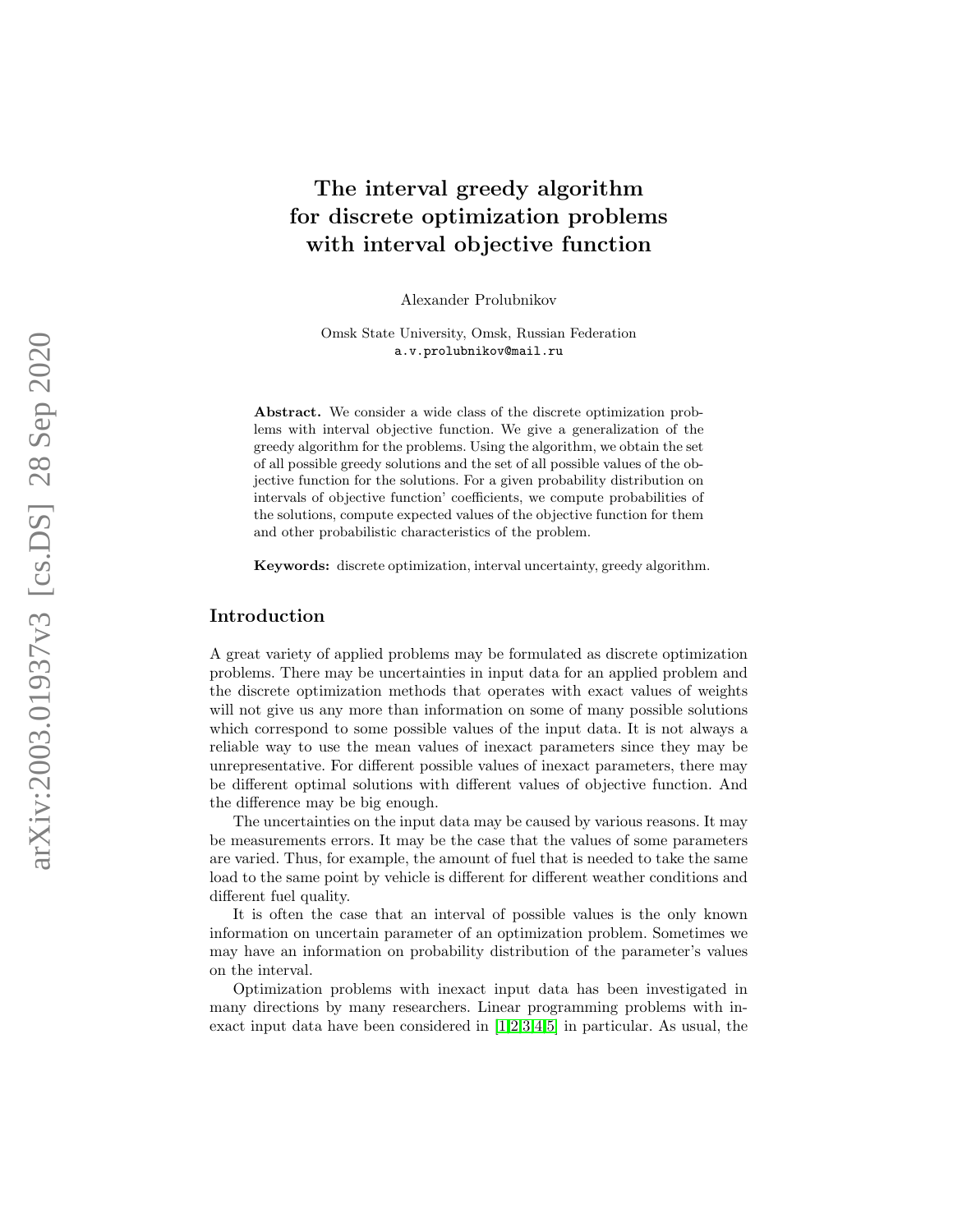# The interval greedy algorithm for discrete optimization problems with interval objective function

Alexander Prolubnikov

Omsk State University, Omsk, Russian Federation
a.v.prolubnikov@mail.ru

**Abstract.** We consider a wide class of the discrete optimization problems with interval objective function. We give a generalization of the greedy algorithm for the problems. Using the algorithm, we obtain the set of all possible greedy solutions and the set of all possible values of the objective function for the solutions. For a given probability distribution on intervals of objective function' coefficients, we compute probabilities of the solutions, compute expected values of the objective function for them and other probabilistic characteristics of the problem.

**Keywords:** discrete optimization, interval uncertainty, greedy algorithm.

## Introduction

A great variety of applied problems may be formulated as discrete optimization problems. There may be uncertainties in input data for an applied problem and the discrete optimization methods that operates with exact values of weights will not give us any more than information on some of many possible solutions which correspond to some possible values of the input data. It is not always a reliable way to use the mean values of inexact parameters since they may be unrepresentative. For different possible values of inexact parameters, there may be different optimal solutions with different values of objective function. And the difference may be big enough.

The uncertainties on the input data may be caused by various reasons. It may be measurements errors. It may be the case that the values of some parameters are varied. Thus, for example, the amount of fuel that is needed to take the same load to the same point by vehicle is different for different weather conditions and different fuel quality.

It is often the case that an interval of possible values is the only known information on uncertain parameter of an optimization problem. Sometimes we may have an information on probability distribution of the parameter's values on the interval.

Optimization problems with inexact input data has been investigated in many directions by many researchers. Linear programming problems with inexact input data have been considered in [1,2,3,4,5] in particular. As usual, the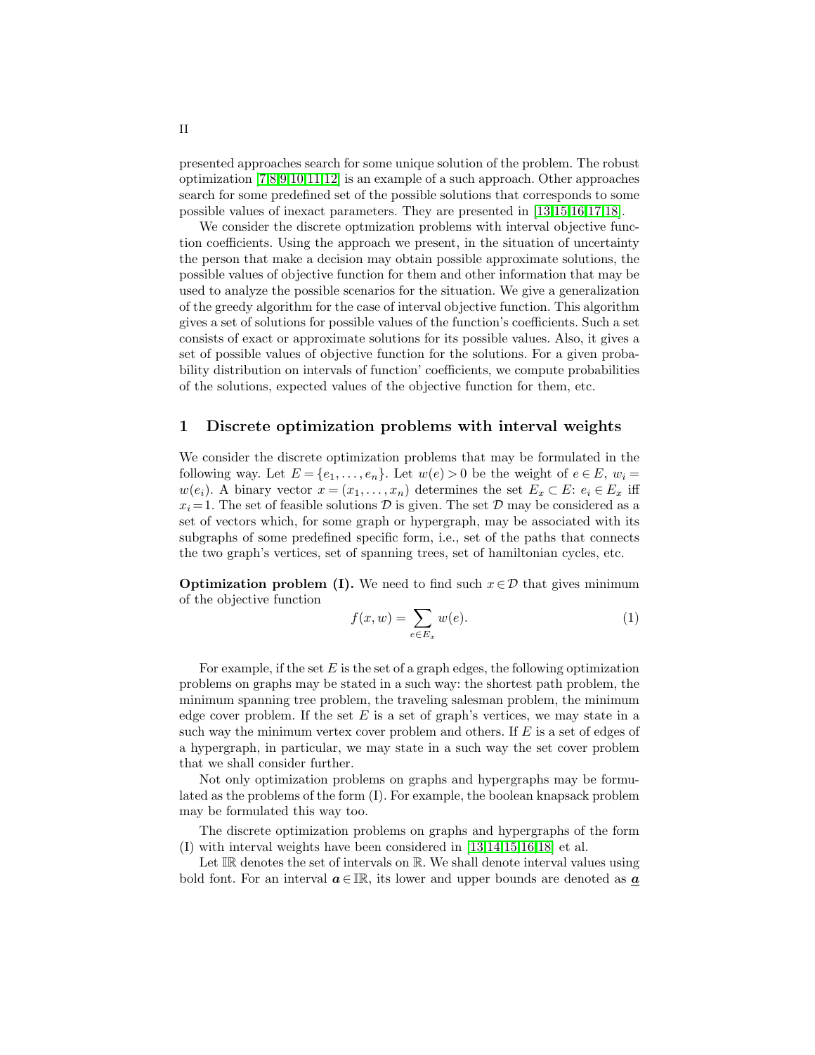presented approaches search for some unique solution of the problem. The robust optimization [7,8,9,10,11,12] is an example of a such approach. Other approaches search for some predefined set of the possible solutions that corresponds to some possible values of inexact parameters. They are presented in [13,15,16,17,18].

We consider the discrete optmization problems with interval objective function coefficients. Using the approach we present, in the situation of uncertainty the person that make a decision may obtain possible approximate solutions, the possible values of objective function for them and other information that may be used to analyze the possible scenarios for the situation. We give a generalization of the greedy algorithm for the case of interval objective function. This algorithm gives a set of solutions for possible values of the function's coefficients. Such a set consists of exact or approximate solutions for its possible values. Also, it gives a set of possible values of objective function for the solutions. For a given probability distribution on intervals of function' coefficients, we compute probabilities of the solutions, expected values of the objective function for them, etc.

## 1 Discrete optimization problems with interval weights

We consider the discrete optimization problems that may be formulated in the following way. Let $E = \{e_1, \ldots, e_n\}$. Let $w(e) > 0$ be the weight of $e \in E$, $w_i = w(e_i)$. A binary vector $x = (x_1, \ldots, x_n)$ determines the set $E_x \subset E$: $e_i \in E_x$ iff $x_i = 1$. The set of feasible solutions $\mathcal{D}$ is given. The set $\mathcal{D}$ may be considered as a set of vectors which, for some graph or hypergraph, may be associated with its subgraphs of some predefined specific form, i.e., set of the paths that connects the two graph's vertices, set of spanning trees, set of hamiltonian cycles, etc.

**Optimization problem (I).** We need to find such $x \in \mathcal{D}$ that gives minimum of the objective function

$$f(x, w) = \sum_{e \in E_x} w(e). \tag{1}$$

For example, if the set $E$ is the set of a graph edges, the following optimization problems on graphs may be stated in a such way: the shortest path problem, the minimum spanning tree problem, the traveling salesman problem, the minimum edge cover problem. If the set $E$ is a set of graph's vertices, we may state in a such way the minimum vertex cover problem and others. If $E$ is a set of edges of a hypergraph, in particular, we may state in a such way the set cover problem that we shall consider further.

Not only optimization problems on graphs and hypergraphs may be formulated as the problems of the form (I). For example, the boolean knapsack problem may be formulated this way too.

The discrete optimization problems on graphs and hypergraphs of the form (I) with interval weights have been considered in [13,14,15,16,18] et al.

Let $\mathbb{IR}$ denotes the set of intervals on $\mathbb{R}$. We shall denote interval values using bold font. For an interval $\boldsymbol{a} \in \mathbb{IR}$, its lower and upper bounds are denoted as $\underline{\boldsymbol{a}}$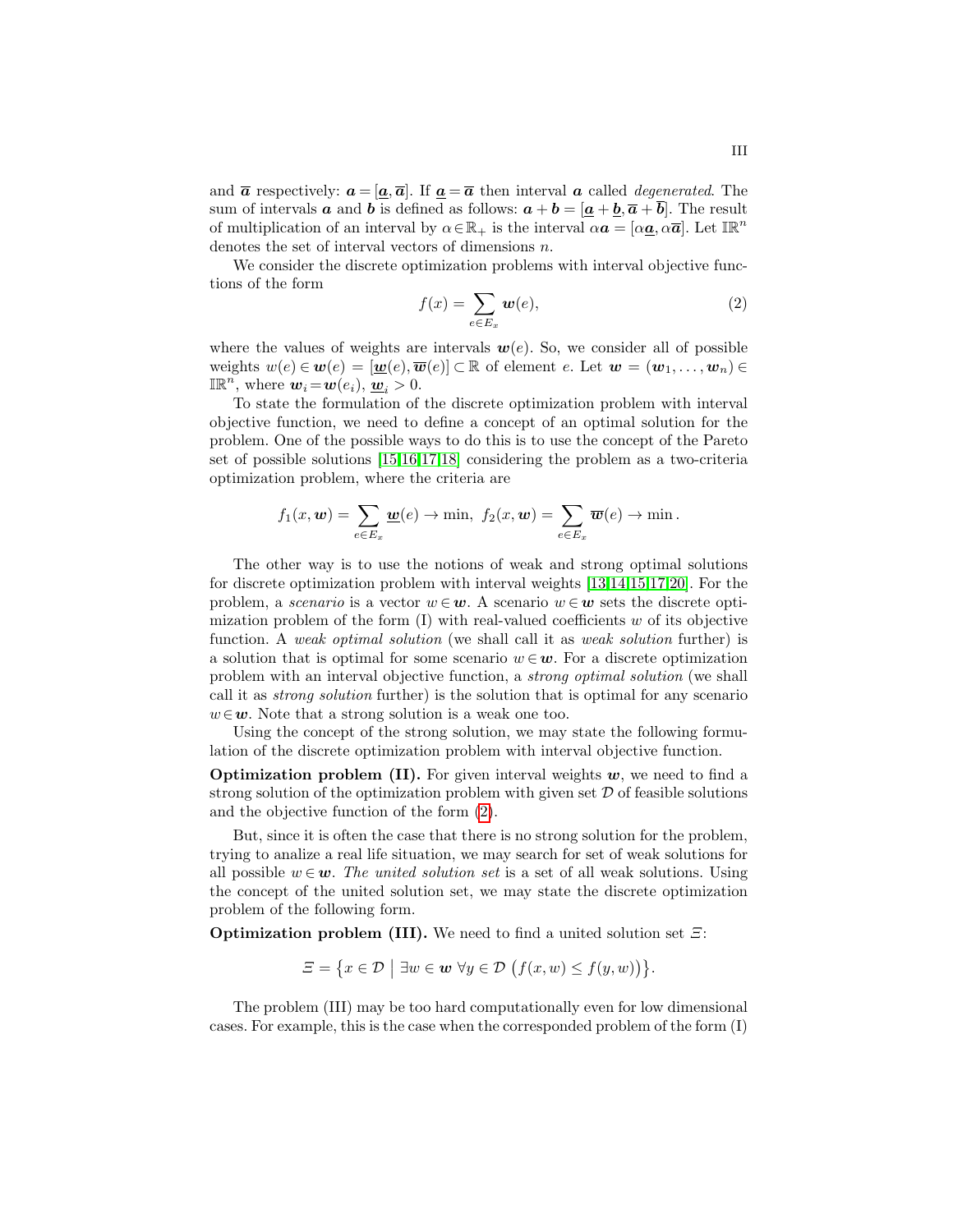and $\overline{\boldsymbol{a}}$ respectively: $\boldsymbol{a} = [\underline{\boldsymbol{a}}, \overline{\boldsymbol{a}}]$. If $\underline{\boldsymbol{a}} = \overline{\boldsymbol{a}}$ then interval $\boldsymbol{a}$ called *degenerated*. The sum of intervals $\boldsymbol{a}$ and $\boldsymbol{b}$ is defined as follows: $\boldsymbol{a} + \boldsymbol{b} = [\underline{\boldsymbol{a}} + \underline{\boldsymbol{b}}, \overline{\boldsymbol{a}} + \overline{\boldsymbol{b}}]$. The result of multiplication of an interval by $\alpha \in \mathbb{R}_+$ is the interval $\alpha \boldsymbol{a} = [\alpha \underline{\boldsymbol{a}}, \alpha \overline{\boldsymbol{a}}]$. Let $\mathbb{IR}^n$ denotes the set of interval vectors of dimensions $n$.

We consider the discrete optimization problems with interval objective functions of the form

$$f(x) = \sum_{e \in E_x} \boldsymbol{w}(e), \tag{2}$$

where the values of weights are intervals $\boldsymbol{w}(e)$. So, we consider all of possible weights $w(e) \in \boldsymbol{w}(e) = [\underline{\boldsymbol{w}}(e), \overline{\boldsymbol{w}}(e)] \subset \mathbb{R}$ of element $e$. Let $\boldsymbol{w} = (\boldsymbol{w}_1, \ldots, \boldsymbol{w}_n) \in \mathbb{IR}^n$, where $\boldsymbol{w}_i = \boldsymbol{w}(e_i)$, $\underline{\boldsymbol{w}}_i > 0$.

To state the formulation of the discrete optimization problem with interval objective function, we need to define a concept of an optimal solution for the problem. One of the possible ways to do this is to use the concept of the Pareto set of possible solutions [15,16,17,18] considering the problem as a two-criteria optimization problem, where the criteria are

$$f_1(x, \boldsymbol{w}) = \sum_{e \in E_x} \underline{\boldsymbol{w}}(e) \to \min, \;\; f_2(x, \boldsymbol{w}) = \sum_{e \in E_x} \overline{\boldsymbol{w}}(e) \to \min.$$

The other way is to use the notions of weak and strong optimal solutions for discrete optimization problem with interval weights [13,14,15,17,20]. For the problem, a *scenario* is a vector $w \in \boldsymbol{w}$. A scenario $w \in \boldsymbol{w}$ sets the discrete optimization problem of the form (I) with real-valued coefficients $w$ of its objective function. A *weak optimal solution* (we shall call it as *weak solution* further) is a solution that is optimal for some scenario $w \in \boldsymbol{w}$. For a discrete optimization problem with an interval objective function, a *strong optimal solution* (we shall call it as *strong solution* further) is the solution that is optimal for any scenario $w \in \boldsymbol{w}$. Note that a strong solution is a weak one too.

Using the concept of the strong solution, we may state the following formulation of the discrete optimization problem with interval objective function.

**Optimization problem (II).** For given interval weights $\boldsymbol{w}$, we need to find a strong solution of the optimization problem with given set $\mathcal{D}$ of feasible solutions and the objective function of the form (2).

But, since it is often the case that there is no strong solution for the problem, trying to analize a real life situation, we may search for set of weak solutions for all possible $w \in \boldsymbol{w}$. *The united solution set* is a set of all weak solutions. Using the concept of the united solution set, we may state the discrete optimization problem of the following form.

**Optimization problem (III).** We need to find a united solution set $\varXi$:

$$\varXi = \big\{ x \in \mathcal{D} \;\big|\; \exists w \in \boldsymbol{w} \; \forall y \in \mathcal{D} \; \big(f(x, w) \le f(y, w)\big) \big\}.$$

The problem (III) may be too hard computationally even for low dimensional cases. For example, this is the case when the corresponded problem of the form (I)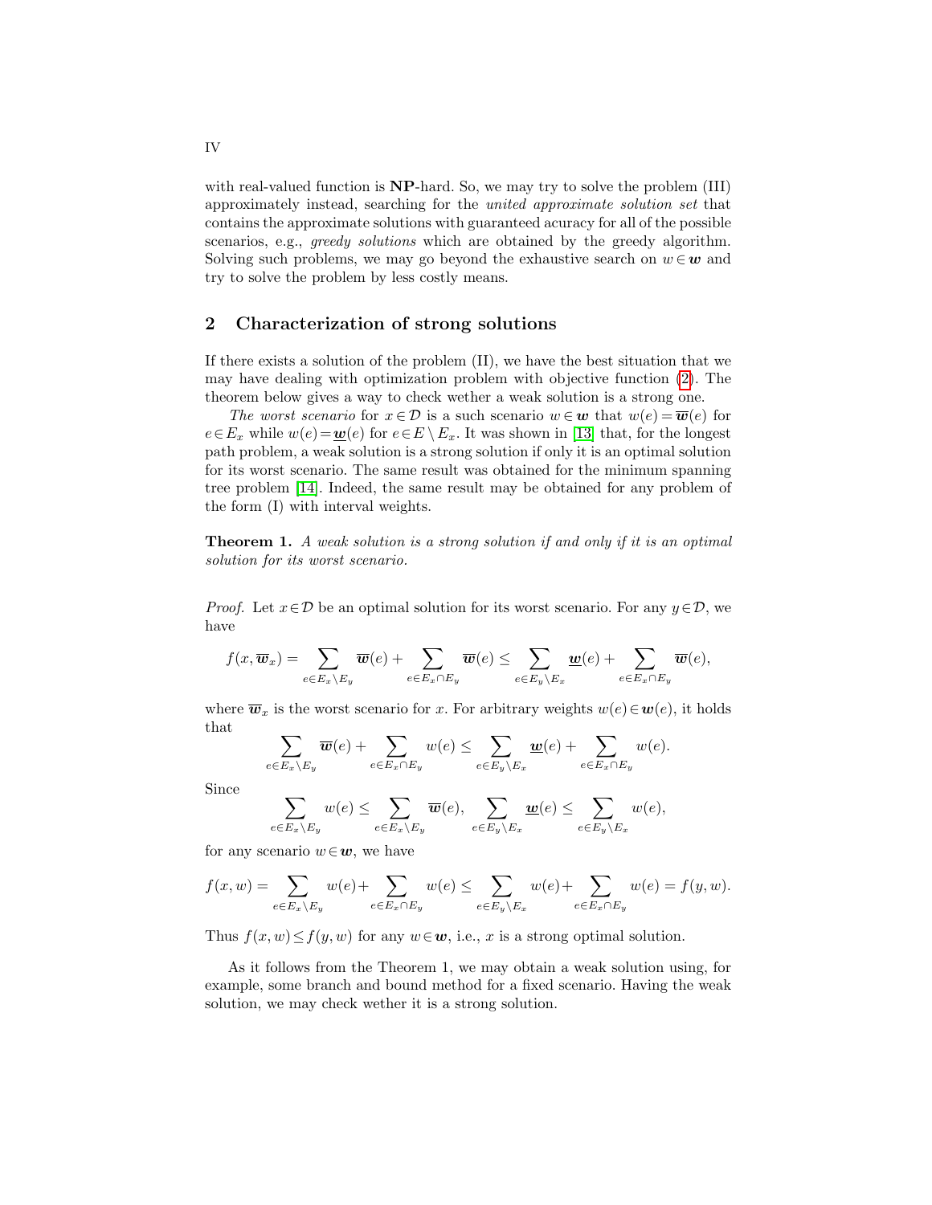with real-valued function is **NP**-hard. So, we may try to solve the problem (III) approximately instead, searching for the *united approximate solution set* that contains the approximate solutions with guaranteed acuracy for all of the possible scenarios, e.g., *greedy solutions* which are obtained by the greedy algorithm. Solving such problems, we may go beyond the exhaustive search on $w \in \boldsymbol{w}$ and try to solve the problem by less costly means.

## 2 Characterization of strong solutions

If there exists a solution of the problem (II), we have the best situation that we may have dealing with optimization problem with objective function (2). The theorem below gives a way to check wether a weak solution is a strong one.

*The worst scenario* for $x \in \mathcal{D}$ is a such scenario $w \in \boldsymbol{w}$ that $w(e) = \overline{\boldsymbol{w}}(e)$ for $e \in E_x$ while $w(e) = \underline{\boldsymbol{w}}(e)$ for $e \in E \setminus E_x$. It was shown in [13] that, for the longest path problem, a weak solution is a strong solution if only it is an optimal solution for its worst scenario. The same result was obtained for the minimum spanning tree problem [14]. Indeed, the same result may be obtained for any problem of the form (I) with interval weights.

**Theorem 1.** *A weak solution is a strong solution if and only if it is an optimal solution for its worst scenario.*

*Proof.* Let $x \in \mathcal{D}$ be an optimal solution for its worst scenario. For any $y \in \mathcal{D}$, we have

$$f(x, \overline{\boldsymbol{w}}_x) = \sum_{e \in E_x \setminus E_y} \overline{\boldsymbol{w}}(e) + \sum_{e \in E_x \cap E_y} \overline{\boldsymbol{w}}(e) \le \sum_{e \in E_y \setminus E_x} \underline{\boldsymbol{w}}(e) + \sum_{e \in E_x \cap E_y} \overline{\boldsymbol{w}}(e),$$

where $\overline{\boldsymbol{w}}_x$ is the worst scenario for $x$. For arbitrary weights $w(e) \in \boldsymbol{w}(e)$, it holds that

$$\sum_{e \in E_x \setminus E_y} \overline{\boldsymbol{w}}(e) + \sum_{e \in E_x \cap E_y} w(e) \le \sum_{e \in E_y \setminus E_x} \underline{\boldsymbol{w}}(e) + \sum_{e \in E_x \cap E_y} w(e).$$

Since

$$\sum_{e \in E_x \setminus E_y} w(e) \le \sum_{e \in E_x \setminus E_y} \overline{\boldsymbol{w}}(e), \quad \sum_{e \in E_y \setminus E_x} \underline{\boldsymbol{w}}(e) \le \sum_{e \in E_y \setminus E_x} w(e),$$

for any scenario $w \in \boldsymbol{w}$, we have

$$f(x, w) = \sum_{e \in E_x \setminus E_y} w(e) + \sum_{e \in E_x \cap E_y} w(e) \le \sum_{e \in E_y \setminus E_x} w(e) + \sum_{e \in E_x \cap E_y} w(e) = f(y, w).$$

Thus $f(x, w) \le f(y, w)$ for any $w \in \boldsymbol{w}$, i.e., $x$ is a strong optimal solution.

As it follows from the Theorem 1, we may obtain a weak solution using, for example, some branch and bound method for a fixed scenario. Having the weak solution, we may check wether it is a strong solution.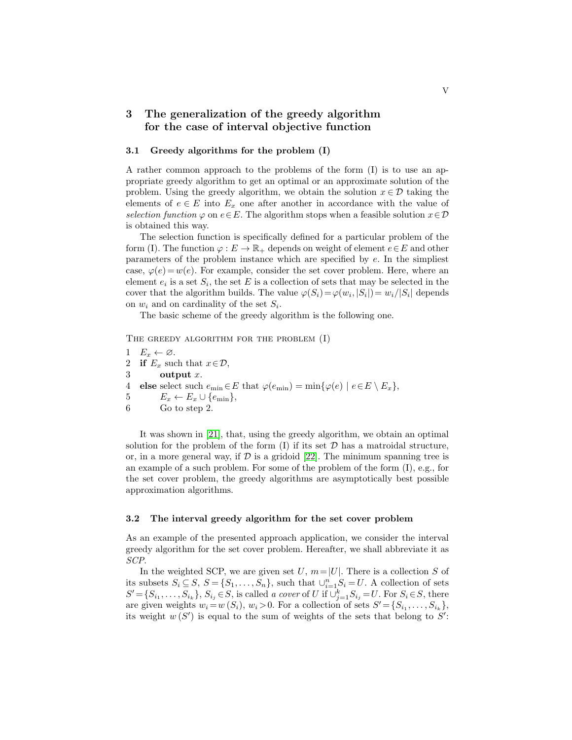## 3 The generalization of the greedy algorithm for the case of interval objective function

### 3.1 Greedy algorithms for the problem (I)

A rather common approach to the problems of the form (I) is to use an appropriate greedy algorithm to get an optimal or an approximate solution of the problem. Using the greedy algorithm, we obtain the solution $x \in \mathcal{D}$ taking the elements of $e \in E$ into $E_x$ one after another in accordance with the value of *selection function* $\varphi$ on $e \in E$. The algorithm stops when a feasible solution $x \in \mathcal{D}$ is obtained this way.

The selection function is specifically defined for a particular problem of the form (I). The function $\varphi : E \to \mathbb{R}_+$ depends on weight of element $e \in E$ and other parameters of the problem instance which are specified by $e$. In the simpliest case, $\varphi(e) = w(e)$. For example, consider the set cover problem. Here, where an element $e_i$ is a set $S_i$, the set $E$ is a collection of sets that may be selected in the cover that the algorithm builds. The value $\varphi(S_i) = \varphi(w_i, |S_i|) = w_i/|S_i|$ depends on $w_i$ and on cardinality of the set $S_i$.

The basic scheme of the greedy algorithm is the following one.

The greedy algorithm for the problem (I)

1 $E_x \leftarrow \varnothing$.
2 **if** $E_x$ such that $x \in \mathcal{D}$,
3 &nbsp;&nbsp;&nbsp;&nbsp;**output** $x$.
4 **else** select such $e_{\min} \in E$ that $\varphi(e_{\min}) = \min\{\varphi(e) \mid e \in E \setminus E_x\}$,
5 &nbsp;&nbsp;&nbsp;&nbsp;$E_x \leftarrow E_x \cup \{e_{\min}\}$,
6 &nbsp;&nbsp;&nbsp;&nbsp;Go to step 2.

It was shown in [21], that, using the greedy algorithm, we obtain an optimal solution for the problem of the form (I) if its set $\mathcal{D}$ has a matroidal structure, or, in a more general way, if $\mathcal{D}$ is a gridoid [22]. The minimum spanning tree is an example of a such problem. For some of the problem of the form (I), e.g., for the set cover problem, the greedy algorithms are asymptotically best possible approximation algorithms.

### 3.2 The interval greedy algorithm for the set cover problem

As an example of the presented approach application, we consider the interval greedy algorithm for the set cover problem. Hereafter, we shall abbreviate it as *SCP*.

In the weighted SCP, we are given set $U$, $m = |U|$. There is a collection $S$ of its subsets $S_i \subseteq S$, $S = \{S_1, \ldots, S_n\}$, such that $\cup_{i=1}^{n} S_i = U$. A collection of sets $S' = \{S_{i_1}, \ldots, S_{i_k}\}$, $S_{i_j} \in S$, is called *a cover* of $U$ if $\cup_{j=1}^{k} S_{i_j} = U$. For $S_i \in S$, there are given weights $w_i = w(S_i)$, $w_i > 0$. For a collection of sets $S' = \{S_{i_1}, \ldots, S_{i_k}\}$, its weight $w(S')$ is equal to the sum of weights of the sets that belong to $S'$: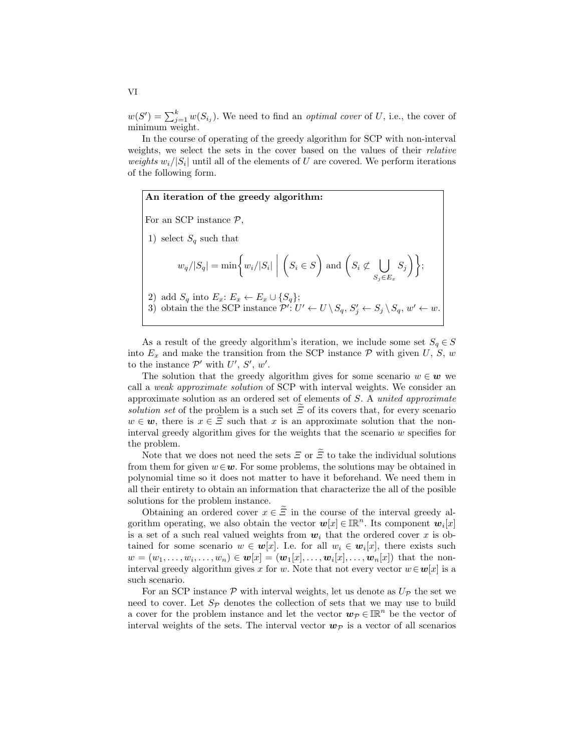$w(S') = \sum_{j=1}^{k} w(S_{i_j})$. We need to find an *optimal cover* of $U$, i.e., the cover of minimum weight.

In the course of operating of the greedy algorithm for SCP with non-interval weights, we select the sets in the cover based on the values of their *relative weights* $w_i/|S_i|$ until all of the elements of $U$ are covered. We perform iterations of the following form.

> **An iteration of the greedy algorithm:**
>
> For an SCP instance $\mathcal{P}$,
>
> 1) select $S_q$ such that
>
> $$w_q/|S_q| = \min\left\{ w_i/|S_i| \;\middle|\; \Big(S_i \in S\Big) \text{ and } \Big(S_i \not\subset \bigcup_{S_j \in E_x} S_j\Big)\right\};$$
>
> 2) add $S_q$ into $E_x$: $E_x \leftarrow E_x \cup \{S_q\}$;
> 3) obtain the the SCP instance $\mathcal{P}'$: $U' \leftarrow U \setminus S_q$, $S'_j \leftarrow S_j \setminus S_q$, $w' \leftarrow w$.

As a result of the greedy algorithm's iteration, we include some set $S_q \in S$ into $E_x$ and make the transition from the SCP instance $\mathcal{P}$ with given $U$, $S$, $w$ to the instance $\mathcal{P}'$ with $U'$, $S'$, $w'$.

The solution that the greedy algorithm gives for some scenario $w \in \boldsymbol{w}$ we call a *weak approximate solution* of SCP with interval weights. We consider an approximate solution as an ordered set of elements of $S$. A *united approximate solution set* of the problem is a such set $\widetilde{\varXi}$ of its covers that, for every scenario $w \in \boldsymbol{w}$, there is $x \in \widetilde{\varXi}$ such that $x$ is an approximate solution that the non-interval greedy algorithm gives for the weights that the scenario $w$ specifies for the problem.

Note that we does not need the sets $\varXi$ or $\widetilde{\varXi}$ to take the individual solutions from them for given $w \in \boldsymbol{w}$. For some problems, the solutions may be obtained in polynomial time so it does not matter to have it beforehand. We need them in all their entirety to obtain an information that characterize the all of the posible solutions for the problem instance.

Obtaining an ordered cover $x \in \widetilde{\varXi}$ in the course of the interval greedy algorithm operating, we also obtain the vector $\boldsymbol{w}[x] \in \mathbb{IR}^n$. Its component $\boldsymbol{w}_i[x]$ is a set of a such real valued weights from $\boldsymbol{w}_i$ that the ordered cover $x$ is obtained for some scenario $w \in \boldsymbol{w}[x]$. I.e. for all $w_i \in \boldsymbol{w}_i[x]$, there exists such $w = (w_1, \ldots, w_i, \ldots, w_n) \in \boldsymbol{w}[x] = (\boldsymbol{w}_1[x], \ldots, \boldsymbol{w}_i[x], \ldots, \boldsymbol{w}_n[x])$ that the non-interval greedy algorithm gives $x$ for $w$. Note that not every vector $w \in \boldsymbol{w}[x]$ is a such scenario.

For an SCP instance $\mathcal{P}$ with interval weights, let us denote as $U_{\mathcal{P}}$ the set we need to cover. Let $S_{\mathcal{P}}$ denotes the collection of sets that we may use to build a cover for the problem instance and let the vector $\boldsymbol{w}_{\mathcal{P}} \in \mathbb{IR}^n$ be the vector of interval weights of the sets. The interval vector $\boldsymbol{w}_{\mathcal{P}}$ is a vector of all scenarios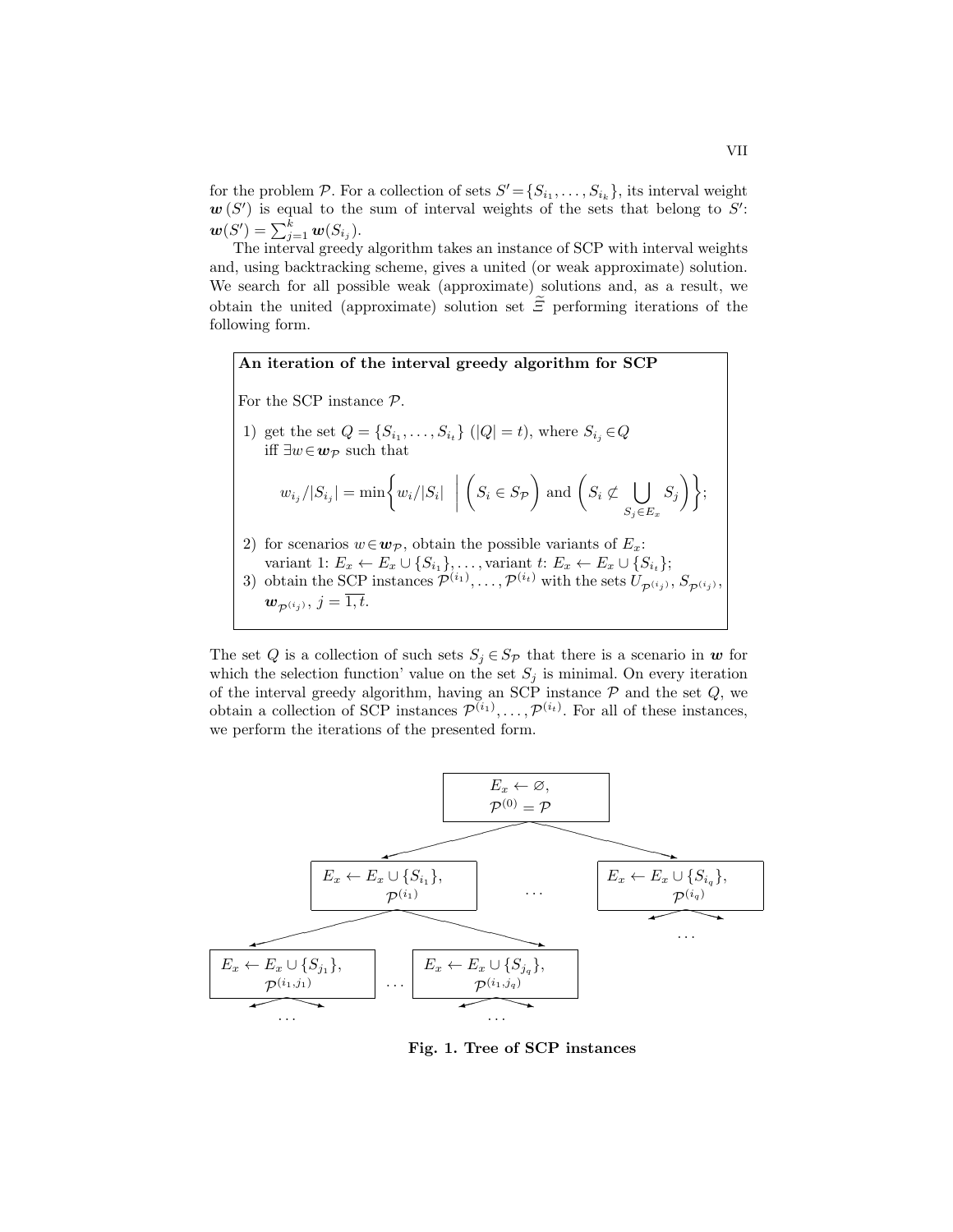for the problem $\mathcal{P}$. For a collection of sets $S'=\{S_{i_1},\ldots,S_{i_k}\}$, its interval weight $\boldsymbol{w}(S')$ is equal to the sum of interval weights of the sets that belong to $S'$: $\boldsymbol{w}(S')=\sum_{j=1}^{k}\boldsymbol{w}(S_{i_j})$.

The interval greedy algorithm takes an instance of SCP with interval weights and, using backtracking scheme, gives a united (or weak approximate) solution. We search for all possible weak (approximate) solutions and, as a result, we obtain the united (approximate) solution set $\widetilde{\Xi}$ performing iterations of the following form.

**An iteration of the interval greedy algorithm for SCP**

For the SCP instance $\mathcal{P}$.

1) get the set $Q=\{S_{i_1},\ldots,S_{i_t}\}$ ($|Q|=t$), where $S_{i_j}\in Q$ iff $\exists w\in\boldsymbol{w}_{\mathcal{P}}$ such that
$$w_{i_j}/|S_{i_j}|=\min\left\{w_i/|S_i| \;\middle|\; \left(S_i\in S_{\mathcal{P}}\right) \text{ and } \left(S_i\not\subset \bigcup_{S_j\in E_x} S_j\right)\right\};$$
2) for scenarios $w\in\boldsymbol{w}_{\mathcal{P}}$, obtain the possible variants of $E_x$: variant 1: $E_x\leftarrow E_x\cup\{S_{i_1}\},\ldots,$ variant $t$: $E_x\leftarrow E_x\cup\{S_{i_t}\}$;
3) obtain the SCP instances $\mathcal{P}^{(i_1)},\ldots,\mathcal{P}^{(i_t)}$ with the sets $U_{\mathcal{P}^{(i_j)}}$, $S_{\mathcal{P}^{(i_j)}}$, $\boldsymbol{w}_{\mathcal{P}^{(i_j)}}$, $j=\overline{1,t}$.

The set $Q$ is a collection of such sets $S_j\in S_{\mathcal{P}}$ that there is a scenario in $\boldsymbol{w}$ for which the selection function' value on the set $S_j$ is minimal. On every iteration of the interval greedy algorithm, having an SCP instance $\mathcal{P}$ and the set $Q$, we obtain a collection of SCP instances $\mathcal{P}^{(i_1)},\ldots,\mathcal{P}^{(i_t)}$. For all of these instances, we perform the iterations of the presented form.

$E_x\leftarrow\varnothing$, $\mathcal{P}^{(0)}=\mathcal{P}$

$E_x\leftarrow E_x\cup\{S_{i_1}\}$, $\mathcal{P}^{(i_1)}$ … $E_x\leftarrow E_x\cup\{S_{i_q}\}$, $\mathcal{P}^{(i_q)}$

$E_x\leftarrow E_x\cup\{S_{j_1}\}$, $\mathcal{P}^{(i_1,j_1)}$ … $E_x\leftarrow E_x\cup\{S_{j_q}\}$, $\mathcal{P}^{(i_1,j_q)}$

**Fig. 1. Tree of SCP instances**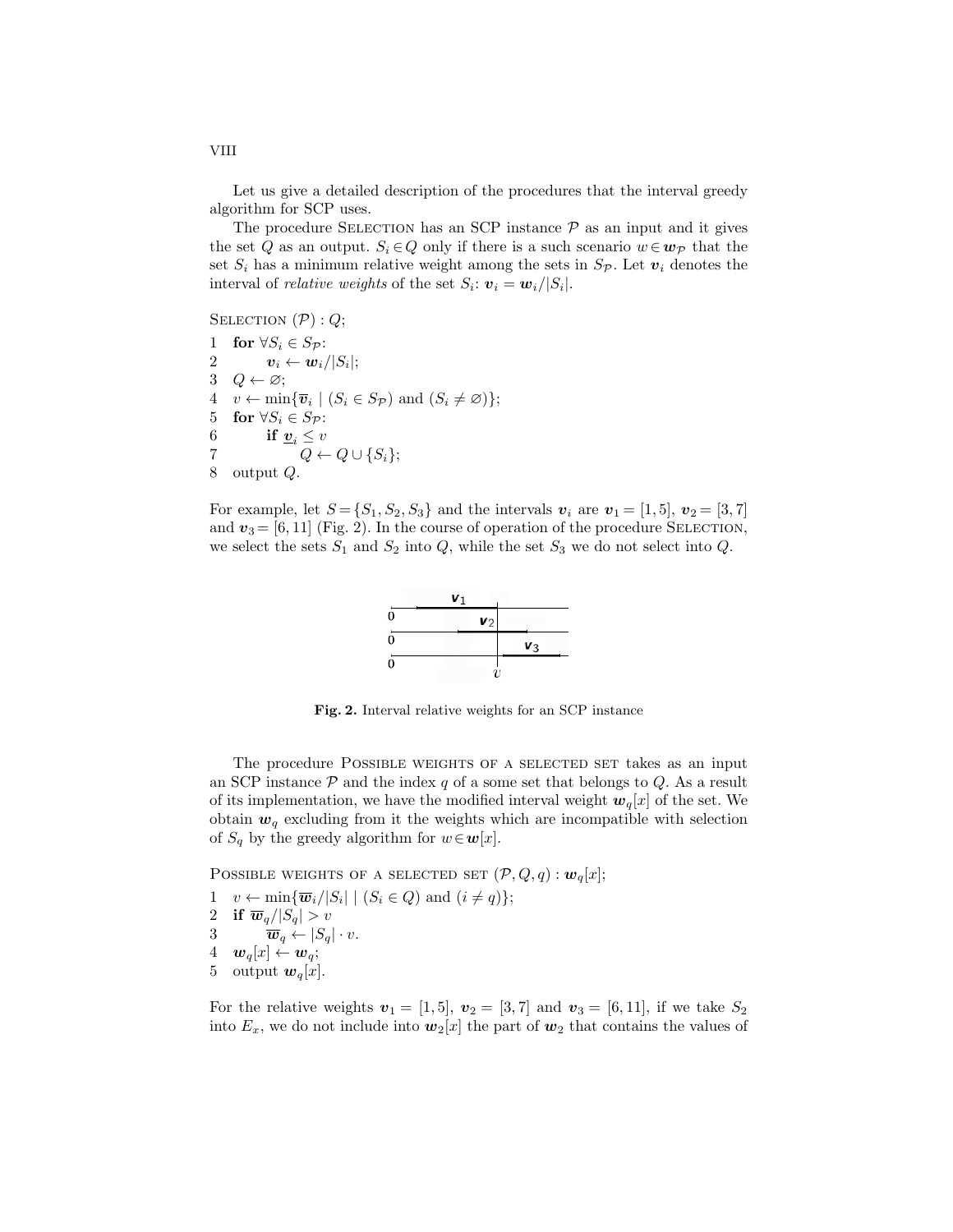Let us give a detailed description of the procedures that the interval greedy algorithm for SCP uses.

The procedure Selection has an SCP instance $\mathcal{P}$ as an input and it gives the set $Q$ as an output. $S_i \in Q$ only if there is a such scenario $w \in \boldsymbol{w}_{\mathcal{P}}$ that the set $S_i$ has a minimum relative weight among the sets in $S_{\mathcal{P}}$. Let $\boldsymbol{v}_i$ denotes the interval of *relative weights* of the set $S_i$: $\boldsymbol{v}_i = \boldsymbol{w}_i/|S_i|$.

Selection $(\mathcal{P}) : Q$;

1 **for** $\forall S_i \in S_{\mathcal{P}}$:
2  $\boldsymbol{v}_i \leftarrow \boldsymbol{w}_i/|S_i|$;
3 $Q \leftarrow \varnothing$;
4 $v \leftarrow \min\{\overline{\boldsymbol{v}}_i \mid (S_i \in S_{\mathcal{P}})$ and $(S_i \neq \varnothing)\}$;
5 **for** $\forall S_i \in S_{\mathcal{P}}$:
6  **if** $\underline{\boldsymbol{v}}_i \leq v$
7   $Q \leftarrow Q \cup \{S_i\}$;
8 output $Q$.

For example, let $S = \{S_1, S_2, S_3\}$ and the intervals $\boldsymbol{v}_i$ are $\boldsymbol{v}_1 = [1, 5]$, $\boldsymbol{v}_2 = [3, 7]$ and $\boldsymbol{v}_3 = [6, 11]$ (Fig. 2). In the course of operation of the procedure Selection, we select the sets $S_1$ and $S_2$ into $Q$, while the set $S_3$ we do not select into $Q$.

**Fig. 2.** Interval relative weights for an SCP instance

The procedure Possible weights of a selected set takes as an input an SCP instance $\mathcal{P}$ and the index $q$ of a some set that belongs to $Q$. As a result of its implementation, we have the modified interval weight $\boldsymbol{w}_q[x]$ of the set. We obtain $\boldsymbol{w}_q$ excluding from it the weights which are incompatible with selection of $S_q$ by the greedy algorithm for $w \in \boldsymbol{w}[x]$.

Possible weights of a selected set $(\mathcal{P}, Q, q) : \boldsymbol{w}_q[x]$;

1 $v \leftarrow \min\{\overline{\boldsymbol{w}}_i/|S_i| \mid (S_i \in Q)$ and $(i \neq q)\}$;
2 **if** $\overline{\boldsymbol{w}}_q/|S_q| > v$
3  $\overline{\boldsymbol{w}}_q \leftarrow |S_q| \cdot v$.
4 $\boldsymbol{w}_q[x] \leftarrow \boldsymbol{w}_q$;
5 output $\boldsymbol{w}_q[x]$.

For the relative weights $\boldsymbol{v}_1 = [1, 5]$, $\boldsymbol{v}_2 = [3, 7]$ and $\boldsymbol{v}_3 = [6, 11]$, if we take $S_2$ into $E_x$, we do not include into $\boldsymbol{w}_2[x]$ the part of $\boldsymbol{w}_2$ that contains the values of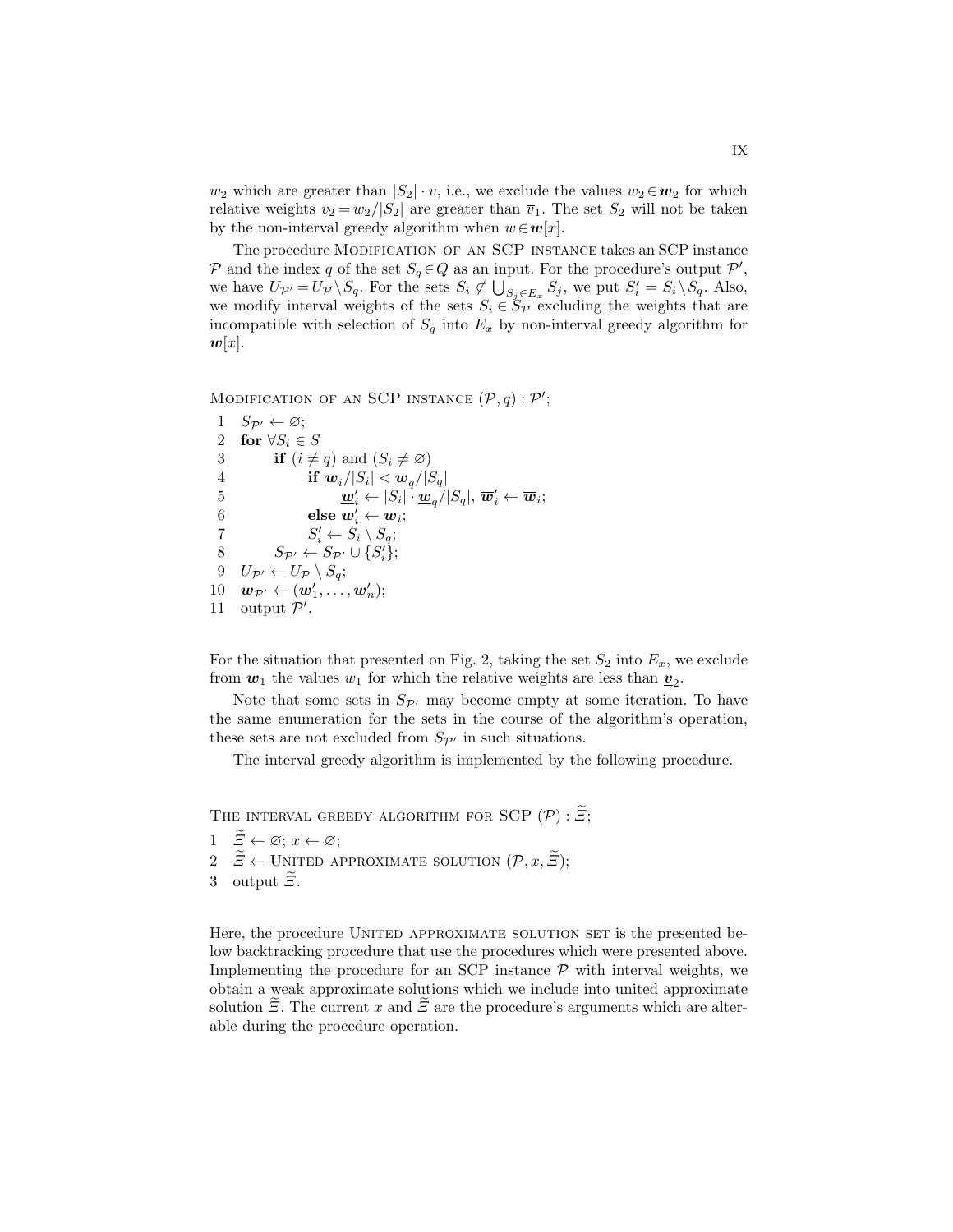$w_2$ which are greater than $|S_2| \cdot v$, i.e., we exclude the values $w_2 \in \boldsymbol{w}_2$ for which relative weights $v_2 = w_2/|S_2|$ are greater than $\overline{v}_1$. The set $S_2$ will not be taken by the non-interval greedy algorithm when $w \in \boldsymbol{w}[x]$.

The procedure Modification of an SCP instance takes an SCP instance $\mathcal{P}$ and the index $q$ of the set $S_q \in Q$ as an input. For the procedure's output $\mathcal{P}'$, we have $U_{\mathcal{P}'} = U_{\mathcal{P}} \setminus S_q$. For the sets $S_i \not\subset \bigcup_{S_j \in E_x} S_j$, we put $S'_i = S_i \setminus S_q$. Also, we modify interval weights of the sets $S_i \in S_{\mathcal{P}}$ excluding the weights that are incompatible with selection of $S_q$ into $E_x$ by non-interval greedy algorithm for $\boldsymbol{w}[x]$.

Modification of an SCP instance $(\mathcal{P}, q) : \mathcal{P}'$;

```
1   S_P' ← ∅;
2   for ∀S_i ∈ S
3       if (i ≠ q) and (S_i ≠ ∅)
4           if w̲_i/|S_i| < w̲_q/|S_q|
5               w̲'_i ← |S_i| · w̲_q/|S_q|, w̄'_i ← w̄_i;
6           else w'_i ← w_i;
7           S'_i ← S_i \ S_q;
8       S_P' ← S_P' ∪ {S'_i};
9   U_P' ← U_P \ S_q;
10  w_P' ← (w'_1, ..., w'_n);
11  output P'.
```

For the situation that presented on Fig. 2, taking the set $S_2$ into $E_x$, we exclude from $\boldsymbol{w}_1$ the values $w_1$ for which the relative weights are less than $\underline{v}_2$.

Note that some sets in $S_{\mathcal{P}'}$ may become empty at some iteration. To have the same enumeration for the sets in the course of the algorithm's operation, these sets are not excluded from $S_{\mathcal{P}'}$ in such situations.

The interval greedy algorithm is implemented by the following procedure.

The interval greedy algorithm for SCP $(\mathcal{P}) : \widetilde{\Xi}$;

```
1   Ξ̃ ← ∅; x ← ∅;
2   Ξ̃ ← United approximate solution (P, x, Ξ̃);
3   output Ξ̃.
```

Here, the procedure United approximate solution set is the presented below backtracking procedure that use the procedures which were presented above. Implementing the procedure for an SCP instance $\mathcal{P}$ with interval weights, we obtain a weak approximate solutions which we include into united approximate solution $\widetilde{\Xi}$. The current $x$ and $\widetilde{\Xi}$ are the procedure's arguments which are alterable during the procedure operation.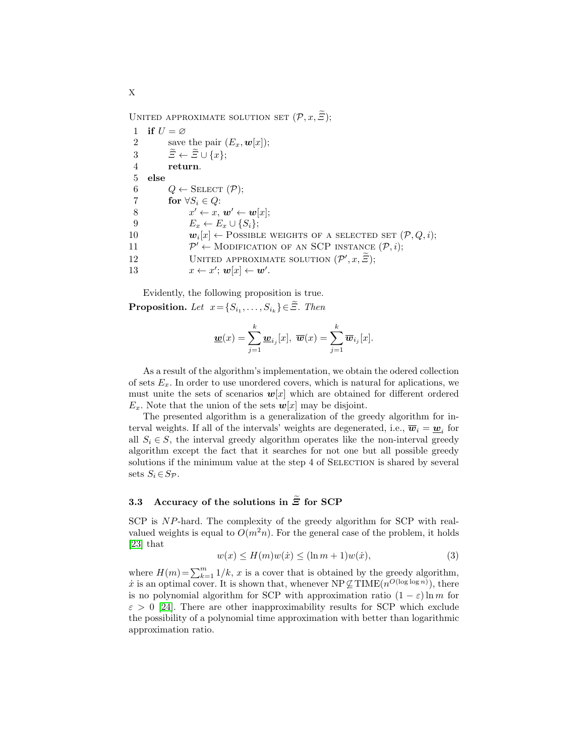United approximate solution set $(\mathcal{P}, x, \widetilde{\Xi})$;

```
1  if U = ∅
2      save the pair (E_x, w[x]);
3      Ξ̃ ← Ξ̃ ∪ {x};
4      return.
5  else
6      Q ← Select (P);
7      for ∀S_i ∈ Q:
8          x' ← x, w' ← w[x];
9          E_x ← E_x ∪ {S_i};
10         w_i[x] ← Possible weights of a selected set (P, Q, i);
11         P' ← Modification of an SCP instance (P, i);
12         United approximate solution (P', x, Ξ̃);
13         x ← x'; w[x] ← w'.
```

Evidently, the following proposition is true.

**Proposition.** *Let* $x=\{S_{i_1},\ldots,S_{i_k}\}\in\widetilde{\Xi}$. *Then*

$$\underline{\boldsymbol{w}}(x) = \sum_{j=1}^{k} \underline{\boldsymbol{w}}_{i_j}[x],\ \overline{\boldsymbol{w}}(x) = \sum_{j=1}^{k} \overline{\boldsymbol{w}}_{i_j}[x].$$

As a result of the algorithm's implementation, we obtain the odered collection of sets $E_x$. In order to use unordered covers, which is natural for aplications, we must unite the sets of scenarios $\boldsymbol{w}[x]$ which are obtained for different ordered $E_x$. Note that the union of the sets $\boldsymbol{w}[x]$ may be disjoint.

The presented algorithm is a generalization of the greedy algorithm for interval weights. If all of the intervals' weights are degenerated, i.e., $\overline{\boldsymbol{w}}_i = \underline{\boldsymbol{w}}_i$ for all $S_i \in S$, the interval greedy algorithm operates like the non-interval greedy algorithm except the fact that it searches for not one but all possible greedy solutions if the minimum value at the step 4 of Selection is shared by several sets $S_i \in S_{\mathcal{P}}$.

### 3.3 Accuracy of the solutions in $\widetilde{\Xi}$ for SCP

SCP is $NP$-hard. The complexity of the greedy algorithm for SCP with real-valued weights is equal to $O(m^2 n)$. For the general case of the problem, it holds [23] that

$$w(x) \leq H(m)w(\dot{x}) \leq (\ln m + 1)w(\dot{x}), \tag{3}$$

where $H(m)=\sum_{k=1}^{m} 1/k$, $x$ is a cover that is obtained by the greedy algorithm, $\dot{x}$ is an optimal cover. It is shown that, whenever $\mathrm{NP} \not\subseteq \mathrm{TIME}(n^{O(\log\log n)})$, there is no polynomial algorithm for SCP with approximation ratio $(1-\varepsilon)\ln m$ for $\varepsilon > 0$ [24]. There are other inapproximability results for SCP which exclude the possibility of a polynomial time approximation with better than logarithmic approximation ratio.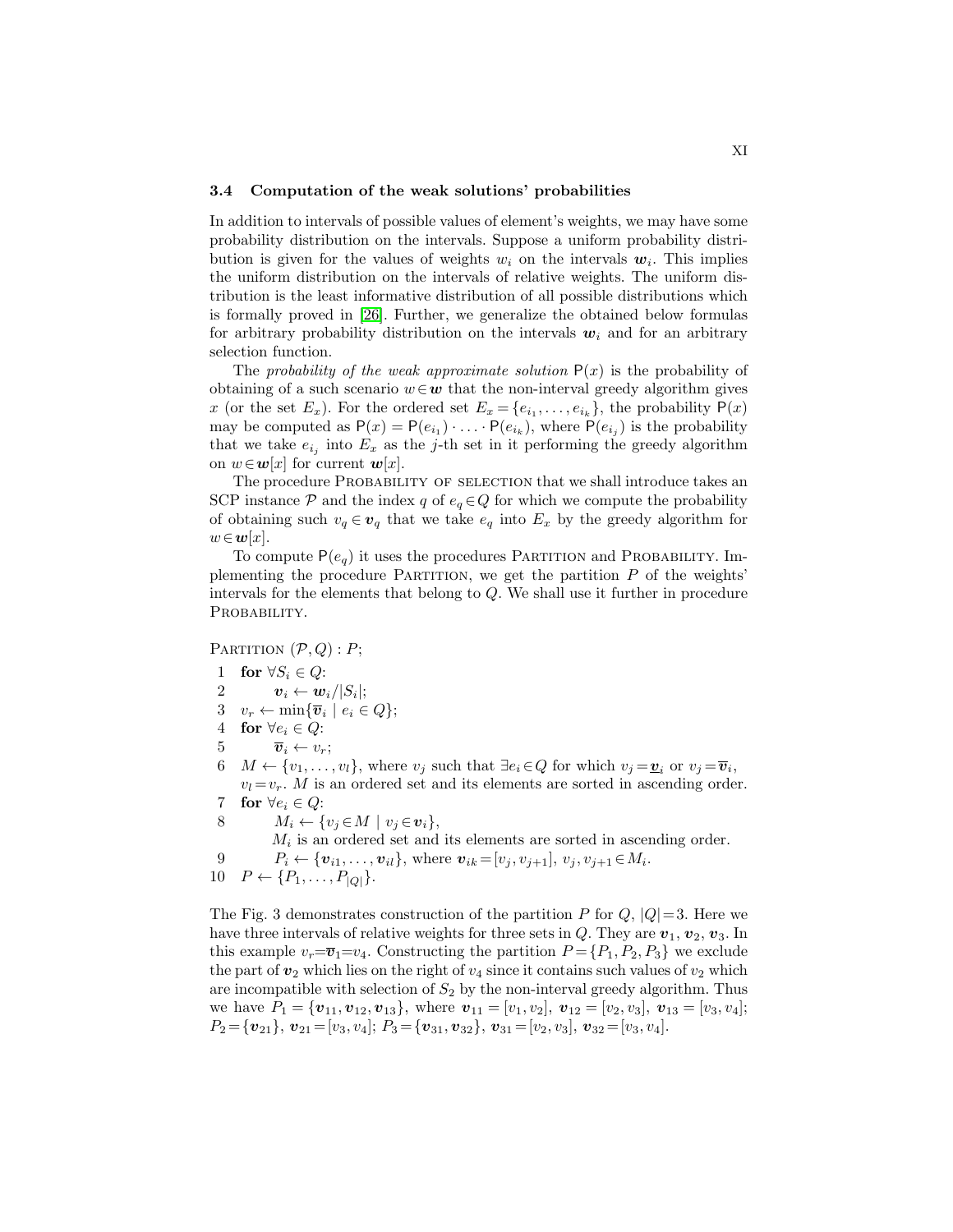### 3.4 Computation of the weak solutions' probabilities

In addition to intervals of possible values of element's weights, we may have some probability distribution on the intervals. Suppose a uniform probability distribution is given for the values of weights $w_i$ on the intervals $\boldsymbol{w}_i$. This implies the uniform distribution on the intervals of relative weights. The uniform distribution is the least informative distribution of all possible distributions which is formally proved in [26]. Further, we generalize the obtained below formulas for arbitrary probability distribution on the intervals $\boldsymbol{w}_i$ and for an arbitrary selection function.

The *probability of the weak approximate solution* $\mathsf{P}(x)$ is the probability of obtaining of a such scenario $w \in \boldsymbol{w}$ that the non-interval greedy algorithm gives $x$ (or the set $E_x$). For the ordered set $E_x = \{e_{i_1}, \ldots, e_{i_k}\}$, the probability $\mathsf{P}(x)$ may be computed as $\mathsf{P}(x) = \mathsf{P}(e_{i_1}) \cdot \ldots \cdot \mathsf{P}(e_{i_k})$, where $\mathsf{P}(e_{i_j})$ is the probability that we take $e_{i_j}$ into $E_x$ as the $j$-th set in it performing the greedy algorithm on $w \in \boldsymbol{w}[x]$ for current $\boldsymbol{w}[x]$.

The procedure Probability of selection that we shall introduce takes an SCP instance $\mathcal{P}$ and the index $q$ of $e_q \in Q$ for which we compute the probability of obtaining such $v_q \in \boldsymbol{v}_q$ that we take $e_q$ into $E_x$ by the greedy algorithm for $w \in \boldsymbol{w}[x]$.

To compute $\mathsf{P}(e_q)$ it uses the procedures Partition and Probability. Implementing the procedure Partition, we get the partition $P$ of the weights' intervals for the elements that belong to $Q$. We shall use it further in procedure Probability.

Partition $(\mathcal{P}, Q) : P$;

1 **for** $\forall S_i \in Q$:
2 $\quad \boldsymbol{v}_i \leftarrow \boldsymbol{w}_i / |S_i|$;
3 $v_r \leftarrow \min\{\overline{\boldsymbol{v}}_i \mid e_i \in Q\}$;
4 **for** $\forall e_i \in Q$:
5 $\quad \overline{\boldsymbol{v}}_i \leftarrow v_r$;
6 $M \leftarrow \{v_1, \ldots, v_l\}$, where $v_j$ such that $\exists e_i \in Q$ for which $v_j = \underline{\boldsymbol{v}}_i$ or $v_j = \overline{\boldsymbol{v}}_i$, $v_l = v_r$. $M$ is an ordered set and its elements are sorted in ascending order.
7 **for** $\forall e_i \in Q$:
8 $\quad M_i \leftarrow \{v_j \in M \mid v_j \in \boldsymbol{v}_i\}$,
$\quad M_i$ is an ordered set and its elements are sorted in ascending order.
9 $\quad P_i \leftarrow \{\boldsymbol{v}_{i1}, \ldots, \boldsymbol{v}_{il}\}$, where $\boldsymbol{v}_{ik} = [v_j, v_{j+1}]$, $v_j, v_{j+1} \in M_i$.
10 $P \leftarrow \{P_1, \ldots, P_{|Q|}\}$.

The Fig. 3 demonstrates construction of the partition $P$ for $Q$, $|Q| = 3$. Here we have three intervals of relative weights for three sets in $Q$. They are $\boldsymbol{v}_1$, $\boldsymbol{v}_2$, $\boldsymbol{v}_3$. In this example $v_r = \overline{\boldsymbol{v}}_1 = v_4$. Constructing the partition $P = \{P_1, P_2, P_3\}$ we exclude the part of $\boldsymbol{v}_2$ which lies on the right of $v_4$ since it contains such values of $v_2$ which are incompatible with selection of $S_2$ by the non-interval greedy algorithm. Thus we have $P_1 = \{\boldsymbol{v}_{11}, \boldsymbol{v}_{12}, \boldsymbol{v}_{13}\}$, where $\boldsymbol{v}_{11} = [v_1, v_2]$, $\boldsymbol{v}_{12} = [v_2, v_3]$, $\boldsymbol{v}_{13} = [v_3, v_4]$; $P_2 = \{\boldsymbol{v}_{21}\}$, $\boldsymbol{v}_{21} = [v_3, v_4]$; $P_3 = \{\boldsymbol{v}_{31}, \boldsymbol{v}_{32}\}$, $\boldsymbol{v}_{31} = [v_2, v_3]$, $\boldsymbol{v}_{32} = [v_3, v_4]$.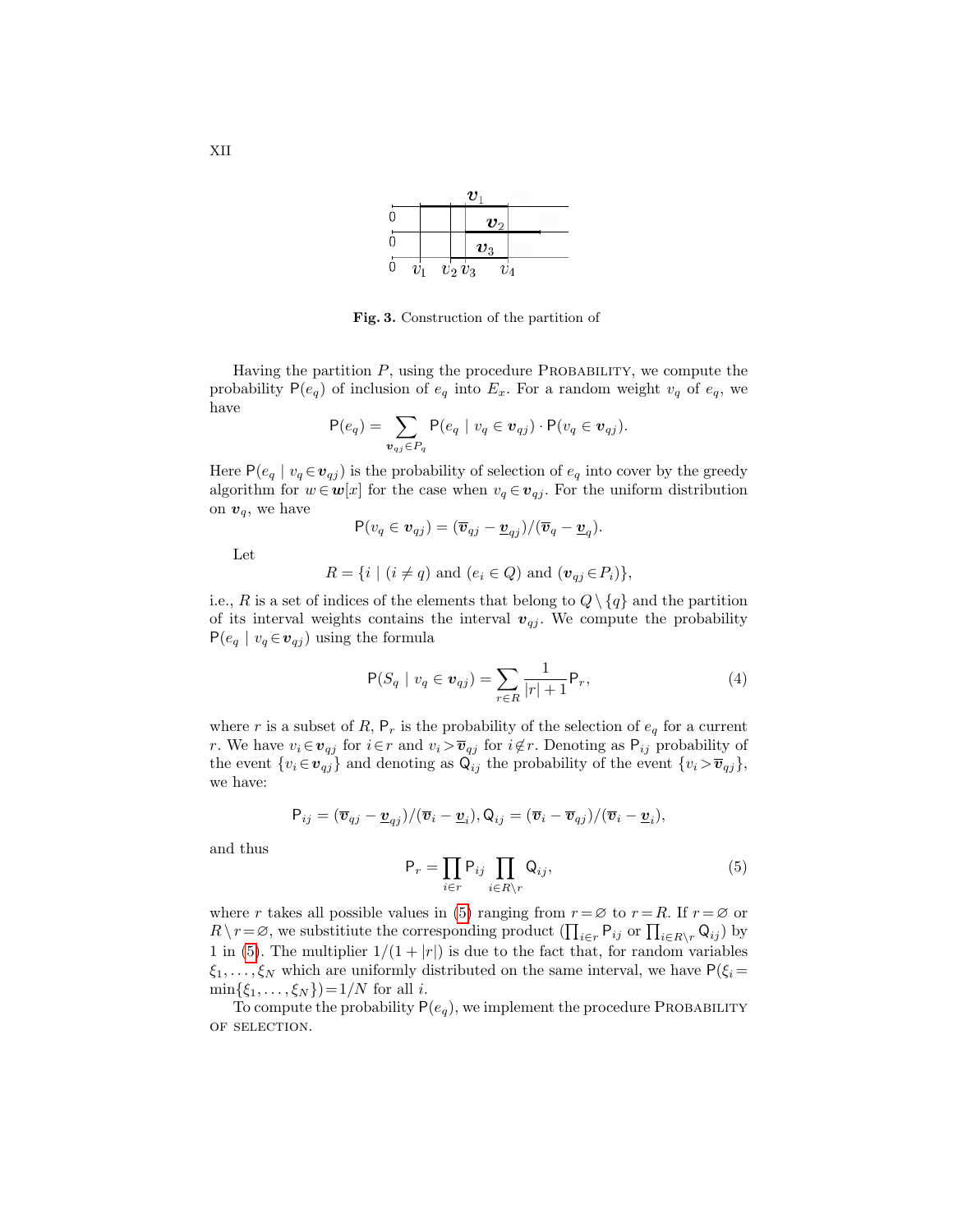**Fig. 3.** Construction of the partition of

Having the partition $P$, using the procedure PROBABILITY, we compute the probability $\mathsf{P}(e_q)$ of inclusion of $e_q$ into $E_x$. For a random weight $v_q$ of $e_q$, we have

$$\mathsf{P}(e_q) = \sum_{\boldsymbol{v}_{qj} \in P_q} \mathsf{P}(e_q \mid v_q \in \boldsymbol{v}_{qj}) \cdot \mathsf{P}(v_q \in \boldsymbol{v}_{qj}).$$

Here $\mathsf{P}(e_q \mid v_q \in \boldsymbol{v}_{qj})$ is the probability of selection of $e_q$ into cover by the greedy algorithm for $w \in \boldsymbol{w}[x]$ for the case when $v_q \in \boldsymbol{v}_{qj}$. For the uniform distribution on $\boldsymbol{v}_q$, we have

$$\mathsf{P}(v_q \in \boldsymbol{v}_{qj}) = (\overline{\boldsymbol{v}}_{qj} - \underline{\boldsymbol{v}}_{qj})/(\overline{\boldsymbol{v}}_q - \underline{\boldsymbol{v}}_q).$$

Let

$$R = \{i \mid (i \neq q) \text{ and } (e_i \in Q) \text{ and } (\boldsymbol{v}_{qj} \in P_i)\},$$

i.e., $R$ is a set of indices of the elements that belong to $Q \setminus \{q\}$ and the partition of its interval weights contains the interval $\boldsymbol{v}_{qj}$. We compute the probability $\mathsf{P}(e_q \mid v_q \in \boldsymbol{v}_{qj})$ using the formula

$$\mathsf{P}(S_q \mid v_q \in \boldsymbol{v}_{qj}) = \sum_{r \in R} \frac{1}{|r| + 1} \mathsf{P}_r, \tag{4}$$

where $r$ is a subset of $R$, $\mathsf{P}_r$ is the probability of the selection of $e_q$ for a current $r$. We have $v_i \in \boldsymbol{v}_{qj}$ for $i \in r$ and $v_i > \overline{\boldsymbol{v}}_{qj}$ for $i \notin r$. Denoting as $\mathsf{P}_{ij}$ probability of the event $\{v_i \in \boldsymbol{v}_{qj}\}$ and denoting as $\mathsf{Q}_{ij}$ the probability of the event $\{v_i > \overline{\boldsymbol{v}}_{qj}\}$, we have:

$$\mathsf{P}_{ij} = (\overline{\boldsymbol{v}}_{qj} - \underline{\boldsymbol{v}}_{qj})/(\overline{\boldsymbol{v}}_i - \underline{\boldsymbol{v}}_i), \mathsf{Q}_{ij} = (\overline{\boldsymbol{v}}_i - \overline{\boldsymbol{v}}_{qj})/(\overline{\boldsymbol{v}}_i - \underline{\boldsymbol{v}}_i),$$

and thus

$$\mathsf{P}_r = \prod_{i \in r} \mathsf{P}_{ij} \prod_{i \in R \setminus r} \mathsf{Q}_{ij}, \tag{5}$$

where $r$ takes all possible values in (5) ranging from $r = \varnothing$ to $r = R$. If $r = \varnothing$ or $R \setminus r = \varnothing$, we substitiute the corresponding product ($\prod_{i \in r} \mathsf{P}_{ij}$ or $\prod_{i \in R \setminus r} \mathsf{Q}_{ij}$) by 1 in (5). The multiplier $1/(1 + |r|)$ is due to the fact that, for random variables $\xi_1, \ldots, \xi_N$ which are uniformly distributed on the same interval, we have $\mathsf{P}(\xi_i = \min\{\xi_1, \ldots, \xi_N\}) = 1/N$ for all $i$.

To compute the probability $\mathsf{P}(e_q)$, we implement the procedure PROBABILITY OF SELECTION.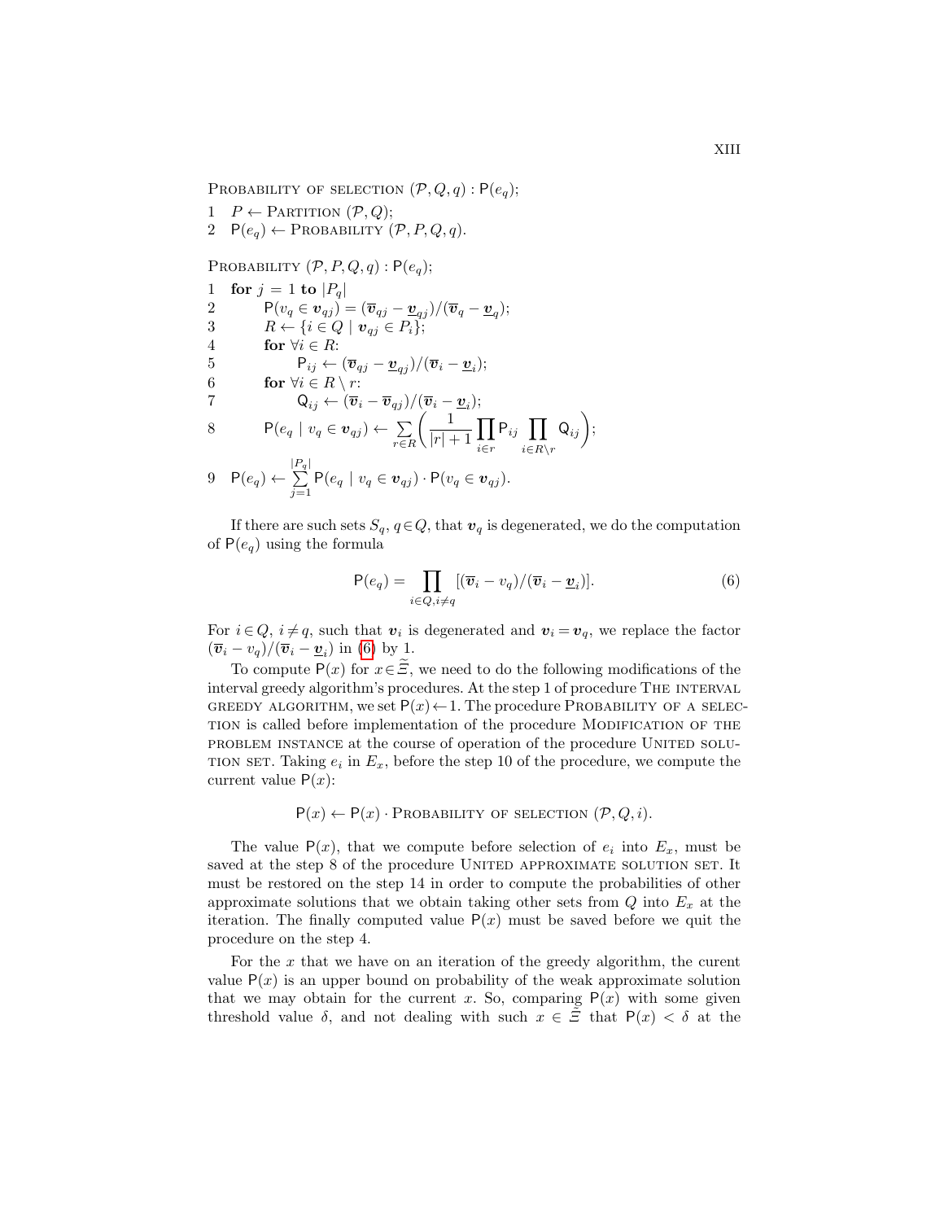Probability of selection $(\mathcal{P}, Q, q) : \mathsf{P}(e_q)$;

```
1  P ← Partition (𝒫, Q);
2  P(e_q) ← Probability (𝒫, P, Q, q).
```

Probability $(\mathcal{P}, P, Q, q) : \mathsf{P}(e_q)$;

1 **for** $j = 1$ **to** $|P_q|$

2 $\quad \mathsf{P}(v_q \in \boldsymbol{v}_{qj}) = (\overline{\boldsymbol{v}}_{qj} - \underline{\boldsymbol{v}}_{qj})/(\overline{\boldsymbol{v}}_q - \underline{\boldsymbol{v}}_q)$;

3 $\quad R \leftarrow \{i \in Q \mid \boldsymbol{v}_{qj} \in P_i\}$;

4 $\quad$ **for** $\forall i \in R$:

5 $\quad\quad \mathsf{P}_{ij} \leftarrow (\overline{\boldsymbol{v}}_{qj} - \underline{\boldsymbol{v}}_{qj})/(\overline{\boldsymbol{v}}_i - \underline{\boldsymbol{v}}_i)$;

6 $\quad$ **for** $\forall i \in R \setminus r$:

7 $\quad\quad \mathsf{Q}_{ij} \leftarrow (\overline{\boldsymbol{v}}_i - \overline{\boldsymbol{v}}_{qj})/(\overline{\boldsymbol{v}}_i - \underline{\boldsymbol{v}}_i)$;

8 $\quad \mathsf{P}(e_q \mid v_q \in \boldsymbol{v}_{qj}) \leftarrow \sum\limits_{r \in R} \left( \dfrac{1}{|r|+1} \prod\limits_{i \in r} \mathsf{P}_{ij} \prod\limits_{i \in R \setminus r} \mathsf{Q}_{ij} \right)$;

9 $\mathsf{P}(e_q) \leftarrow \sum\limits_{j=1}^{|P_q|} \mathsf{P}(e_q \mid v_q \in \boldsymbol{v}_{qj}) \cdot \mathsf{P}(v_q \in \boldsymbol{v}_{qj})$.

If there are such sets $S_q$, $q \in Q$, that $\boldsymbol{v}_q$ is degenerated, we do the computation of $\mathsf{P}(e_q)$ using the formula

$$\mathsf{P}(e_q) = \prod_{i \in Q, i \neq q} [(\overline{\boldsymbol{v}}_i - v_q)/(\overline{\boldsymbol{v}}_i - \underline{\boldsymbol{v}}_i)]. \tag{6}$$

For $i \in Q$, $i \neq q$, such that $\boldsymbol{v}_i$ is degenerated and $\boldsymbol{v}_i = \boldsymbol{v}_q$, we replace the factor $(\overline{\boldsymbol{v}}_i - v_q)/(\overline{\boldsymbol{v}}_i - \underline{\boldsymbol{v}}_i)$ in (6) by 1.

To compute $\mathsf{P}(x)$ for $x \in \widetilde{\Xi}$, we need to do the following modifications of the interval greedy algorithm's procedures. At the step 1 of procedure The interval greedy algorithm, we set $\mathsf{P}(x) \leftarrow 1$. The procedure Probability of a selection is called before implementation of the procedure Modification of the problem instance at the course of operation of the procedure United solution set. Taking $e_i$ in $E_x$, before the step 10 of the procedure, we compute the current value $\mathsf{P}(x)$:

$$\mathsf{P}(x) \leftarrow \mathsf{P}(x) \cdot \text{Probability of selection } (\mathcal{P}, Q, i).$$

The value $\mathsf{P}(x)$, that we compute before selection of $e_i$ into $E_x$, must be saved at the step 8 of the procedure United approximate solution set. It must be restored on the step 14 in order to compute the probabilities of other approximate solutions that we obtain taking other sets from $Q$ into $E_x$ at the iteration. The finally computed value $\mathsf{P}(x)$ must be saved before we quit the procedure on the step 4.

For the $x$ that we have on an iteration of the greedy algorithm, the curent value $\mathsf{P}(x)$ is an upper bound on probability of the weak approximate solution that we may obtain for the current $x$. So, comparing $\mathsf{P}(x)$ with some given threshold value $\delta$, and not dealing with such $x \in \widetilde{\Xi}$ that $\mathsf{P}(x) < \delta$ at the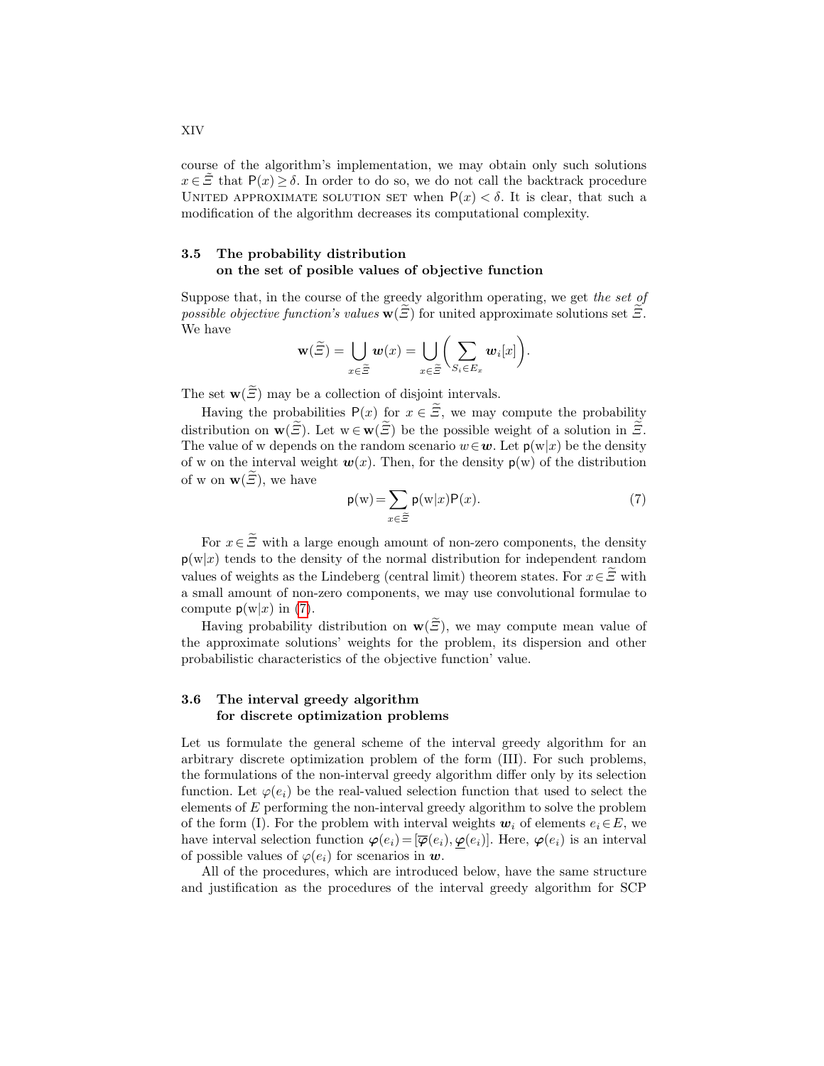course of the algorithm's implementation, we may obtain only such solutions $x \in \tilde{\Xi}$ that $\mathsf{P}(x) \geq \delta$. In order to do so, we do not call the backtrack procedure United approximate solution set when $\mathsf{P}(x) < \delta$. It is clear, that such a modification of the algorithm decreases its computational complexity.

### 3.5 The probability distribution on the set of posible values of objective function

Suppose that, in the course of the greedy algorithm operating, we get *the set of possible objective function's values* $\mathbf{w}(\widetilde{\Xi})$ for united approximate solutions set $\widetilde{\Xi}$. We have

$$\mathbf{w}(\widetilde{\Xi}) = \bigcup_{x \in \widetilde{\Xi}} \boldsymbol{w}(x) = \bigcup_{x \in \widetilde{\Xi}} \bigg( \sum_{S_i \in E_x} \boldsymbol{w}_i[x] \bigg).$$

The set $\mathbf{w}(\widetilde{\Xi})$ may be a collection of disjoint intervals.

Having the probabilities $\mathsf{P}(x)$ for $x \in \widetilde{\Xi}$, we may compute the probability distribution on $\mathbf{w}(\widetilde{\Xi})$. Let $\mathrm{w} \in \mathbf{w}(\widetilde{\Xi})$ be the possible weight of a solution in $\widetilde{\Xi}$. The value of w depends on the random scenario $w \in \boldsymbol{w}$. Let $\mathsf{p}(\mathrm{w}|x)$ be the density of w on the interval weight $\boldsymbol{w}(x)$. Then, for the density $\mathsf{p}(\mathrm{w})$ of the distribution of w on $\mathbf{w}(\widetilde{\Xi})$, we have

$$\mathsf{p}(\mathrm{w}) = \sum_{x \in \widetilde{\Xi}} \mathsf{p}(\mathrm{w}|x)\mathsf{P}(x). \tag{7}$$

For $x \in \widetilde{\Xi}$ with a large enough amount of non-zero components, the density $\mathsf{p}(\mathrm{w}|x)$ tends to the density of the normal distribution for independent random values of weights as the Lindeberg (central limit) theorem states. For $x \in \widetilde{\Xi}$ with a small amount of non-zero components, we may use convolutional formulae to compute $\mathsf{p}(\mathrm{w}|x)$ in (7).

Having probability distribution on $\mathbf{w}(\widetilde{\Xi})$, we may compute mean value of the approximate solutions' weights for the problem, its dispersion and other probabilistic characteristics of the objective function' value.

### 3.6 The interval greedy algorithm for discrete optimization problems

Let us formulate the general scheme of the interval greedy algorithm for an arbitrary discrete optimization problem of the form (III). For such problems, the formulations of the non-interval greedy algorithm differ only by its selection function. Let $\varphi(e_i)$ be the real-valued selection function that used to select the elements of $E$ performing the non-interval greedy algorithm to solve the problem of the form (I). For the problem with interval weights $\boldsymbol{w}_i$ of elements $e_i \in E$, we have interval selection function $\boldsymbol{\varphi}(e_i) = [\overline{\varphi}(e_i), \underline{\varphi}(e_i)]$. Here, $\boldsymbol{\varphi}(e_i)$ is an interval of possible values of $\varphi(e_i)$ for scenarios in $\boldsymbol{w}$.

All of the procedures, which are introduced below, have the same structure and justification as the procedures of the interval greedy algorithm for SCP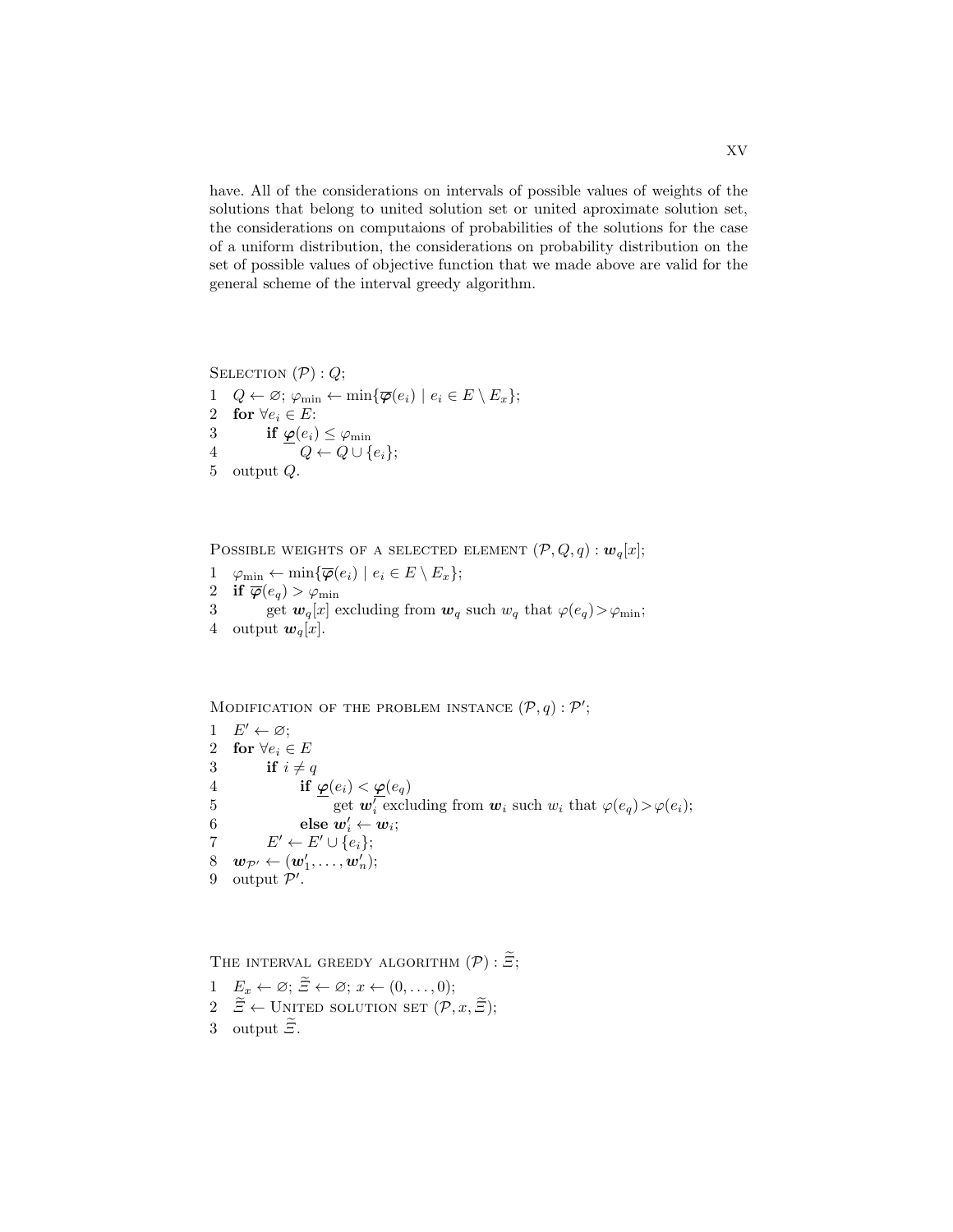have. All of the considerations on intervals of possible values of weights of the solutions that belong to united solution set or united aproximate solution set, the considerations on computaions of probabilities of the solutions for the case of a uniform distribution, the considerations on probability distribution on the set of possible values of objective function that we made above are valid for the general scheme of the interval greedy algorithm.

Selection $(\mathcal{P}) : Q$;

1 $Q \leftarrow \varnothing$; $\varphi_{\min} \leftarrow \min\{\overline{\boldsymbol{\varphi}}(e_i) \mid e_i \in E \setminus E_x\}$;
2 **for** $\forall e_i \in E$:
3 &nbsp;&nbsp;&nbsp;&nbsp;**if** $\underline{\boldsymbol{\varphi}}(e_i) \leq \varphi_{\min}$
4 &nbsp;&nbsp;&nbsp;&nbsp;&nbsp;&nbsp;&nbsp;&nbsp;$Q \leftarrow Q \cup \{e_i\}$;
5 output $Q$.

Possible weights of a selected element $(\mathcal{P}, Q, q) : \boldsymbol{w}_q[x]$;

1 $\varphi_{\min} \leftarrow \min\{\overline{\boldsymbol{\varphi}}(e_i) \mid e_i \in E \setminus E_x\}$;
2 **if** $\overline{\boldsymbol{\varphi}}(e_q) > \varphi_{\min}$
3 &nbsp;&nbsp;&nbsp;&nbsp;get $\boldsymbol{w}_q[x]$ excluding from $\boldsymbol{w}_q$ such $w_q$ that $\varphi(e_q) > \varphi_{\min}$;
4 output $\boldsymbol{w}_q[x]$.

Modification of the problem instance $(\mathcal{P}, q) : \mathcal{P}'$;

1 $E' \leftarrow \varnothing$;
2 **for** $\forall e_i \in E$
3 &nbsp;&nbsp;&nbsp;&nbsp;**if** $i \neq q$
4 &nbsp;&nbsp;&nbsp;&nbsp;&nbsp;&nbsp;&nbsp;&nbsp;**if** $\underline{\boldsymbol{\varphi}}(e_i) < \underline{\boldsymbol{\varphi}}(e_q)$
5 &nbsp;&nbsp;&nbsp;&nbsp;&nbsp;&nbsp;&nbsp;&nbsp;&nbsp;&nbsp;&nbsp;&nbsp;get $\boldsymbol{w}_i'$ excluding from $\boldsymbol{w}_i$ such $w_i$ that $\varphi(e_q) > \varphi(e_i)$;
6 &nbsp;&nbsp;&nbsp;&nbsp;&nbsp;&nbsp;&nbsp;&nbsp;**else** $\boldsymbol{w}_i' \leftarrow \boldsymbol{w}_i$;
7 &nbsp;&nbsp;&nbsp;&nbsp;$E' \leftarrow E' \cup \{e_i\}$;
8 $\boldsymbol{w}_{\mathcal{P}'} \leftarrow (\boldsymbol{w}_1', \ldots, \boldsymbol{w}_n')$;
9 output $\mathcal{P}'$.

The interval greedy algorithm $(\mathcal{P}) : \widetilde{\Xi}$;

1 $E_x \leftarrow \varnothing$; $\widetilde{\Xi} \leftarrow \varnothing$; $x \leftarrow (0, \ldots, 0)$;
2 $\widetilde{\Xi} \leftarrow$ United solution set $(\mathcal{P}, x, \widetilde{\Xi})$;
3 output $\widetilde{\Xi}$.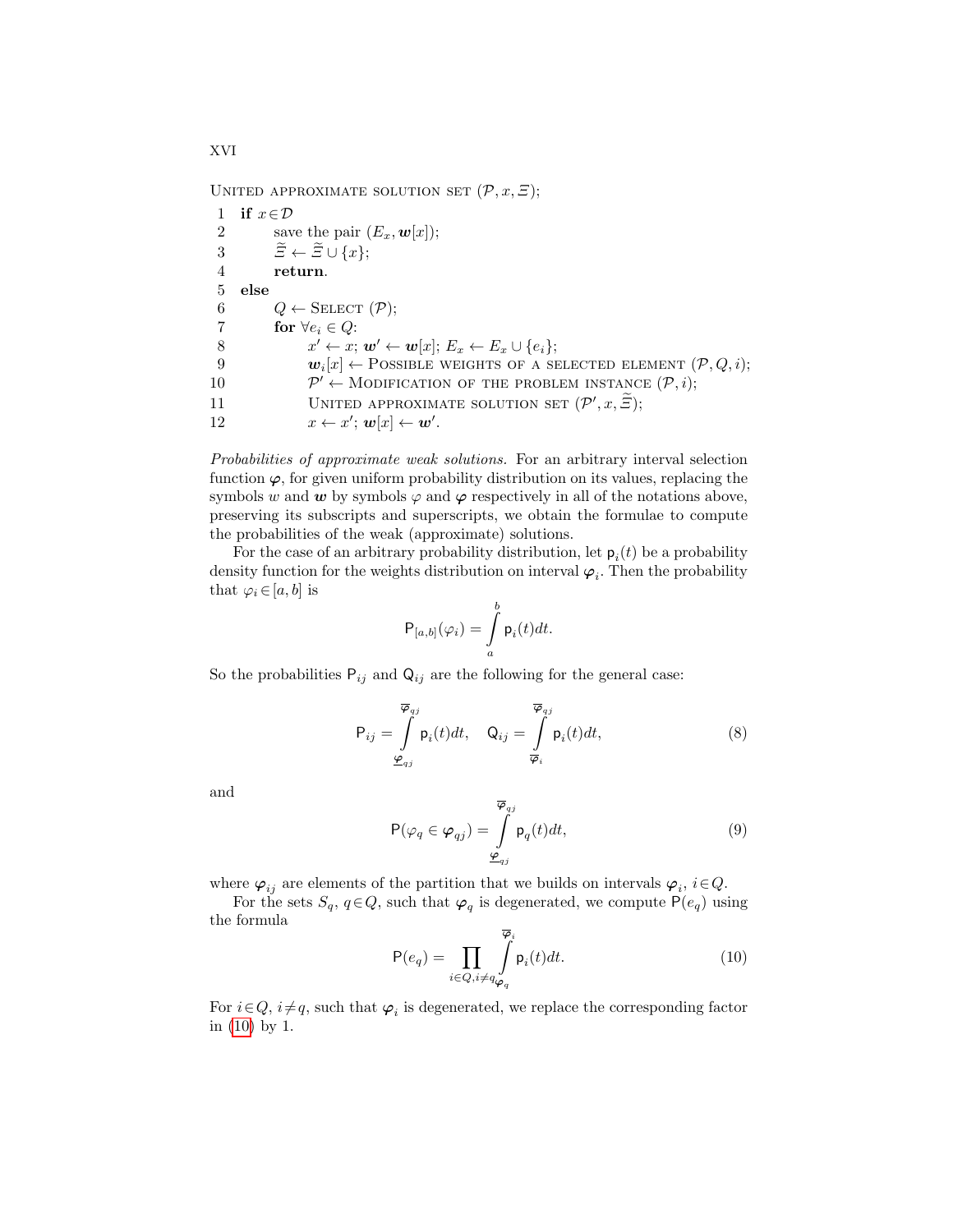UNITED APPROXIMATE SOLUTION SET $(\mathcal{P}, x, \Xi)$;

```
1   if x∈D
2        save the pair (E_x, w[x]);
3        Ξ̃ ← Ξ̃ ∪ {x};
4        return.
5   else
6        Q ← SELECT (P);
7        for ∀e_i ∈ Q:
8             x' ← x; w' ← w[x]; E_x ← E_x ∪ {e_i};
9             w_i[x] ← POSSIBLE WEIGHTS OF A SELECTED ELEMENT (P, Q, i);
10            P' ← MODIFICATION OF THE PROBLEM INSTANCE (P, i);
11            UNITED APPROXIMATE SOLUTION SET (P', x, Ξ̃);
12            x ← x'; w[x] ← w'.
```

*Probabilities of approximate weak solutions.* For an arbitrary interval selection function $\boldsymbol{\varphi}$, for given uniform probability distribution on its values, replacing the symbols $w$ and $\boldsymbol{w}$ by symbols $\varphi$ and $\boldsymbol{\varphi}$ respectively in all of the notations above, preserving its subscripts and superscripts, we obtain the formulae to compute the probabilities of the weak (approximate) solutions.

For the case of an arbitrary probability distribution, let $\mathsf{p}_i(t)$ be a probability density function for the weights distribution on interval $\boldsymbol{\varphi}_i$. Then the probability that $\varphi_i \in [a, b]$ is

$$\mathsf{P}_{[a,b]}(\varphi_i) = \int_a^b \mathsf{p}_i(t)dt.$$

So the probabilities $\mathsf{P}_{ij}$ and $\mathsf{Q}_{ij}$ are the following for the general case:

$$\mathsf{P}_{ij} = \int_{\underline{\boldsymbol{\varphi}}_{qj}}^{\overline{\boldsymbol{\varphi}}_{qj}} \mathsf{p}_i(t)dt, \quad \mathsf{Q}_{ij} = \int_{\overline{\boldsymbol{\varphi}}_i}^{\overline{\boldsymbol{\varphi}}_{qj}} \mathsf{p}_i(t)dt, \tag{8}$$

and

$$\mathsf{P}(\varphi_q \in \boldsymbol{\varphi}_{qj}) = \int_{\underline{\boldsymbol{\varphi}}_{qj}}^{\overline{\boldsymbol{\varphi}}_{qj}} \mathsf{p}_q(t)dt, \tag{9}$$

where $\boldsymbol{\varphi}_{ij}$ are elements of the partition that we builds on intervals $\boldsymbol{\varphi}_i$, $i \in Q$.

For the sets $S_q$, $q \in Q$, such that $\boldsymbol{\varphi}_q$ is degenerated, we compute $\mathsf{P}(e_q)$ using the formula

$$\mathsf{P}(e_q) = \prod_{i \in Q, i \neq q} \int_{\boldsymbol{\varphi}_q}^{\overline{\boldsymbol{\varphi}}_i} \mathsf{p}_i(t)dt. \tag{10}$$

For $i \in Q$, $i \neq q$, such that $\boldsymbol{\varphi}_i$ is degenerated, we replace the corresponding factor in (10) by 1.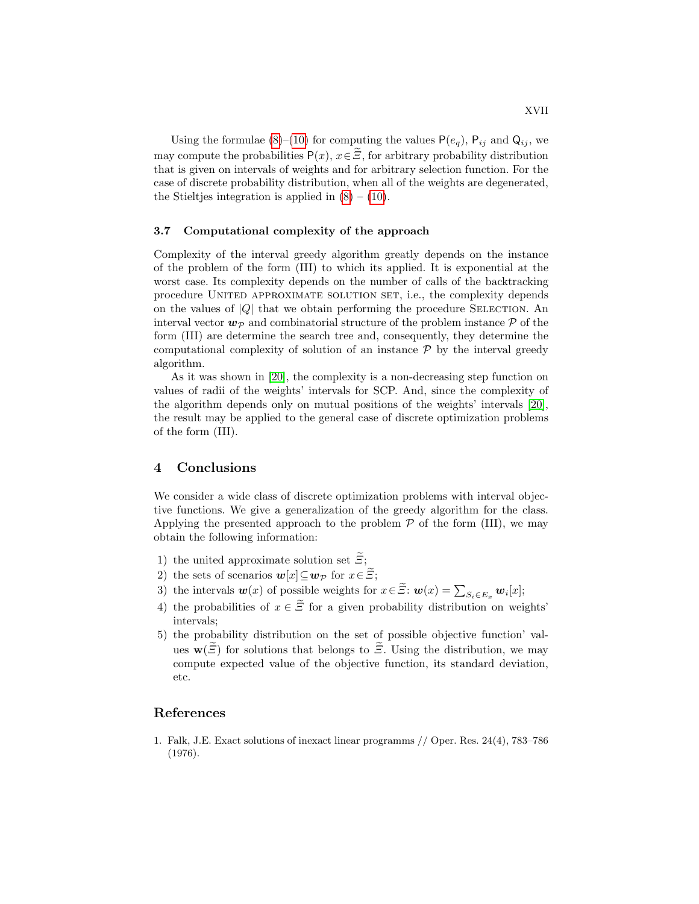Using the formulae (8)–(10) for computing the values $\mathsf{P}(e_q)$, $\mathsf{P}_{ij}$ and $\mathsf{Q}_{ij}$, we may compute the probabilities $\mathsf{P}(x)$, $x \in \widetilde{\Xi}$, for arbitrary probability distribution that is given on intervals of weights and for arbitrary selection function. For the case of discrete probability distribution, when all of the weights are degenerated, the Stieltjes integration is applied in (8) – (10).

### 3.7 Computational complexity of the approach

Complexity of the interval greedy algorithm greatly depends on the instance of the problem of the form (III) to which its applied. It is exponential at the worst case. Its complexity depends on the number of calls of the backtracking procedure United approximate solution set, i.e., the complexity depends on the values of $|Q|$ that we obtain performing the procedure Selection. An interval vector $\boldsymbol{w}_{\mathcal{P}}$ and combinatorial structure of the problem instance $\mathcal{P}$ of the form (III) are determine the search tree and, consequently, they determine the computational complexity of solution of an instance $\mathcal{P}$ by the interval greedy algorithm.

As it was shown in [20], the complexity is a non-decreasing step function on values of radii of the weights' intervals for SCP. And, since the complexity of the algorithm depends only on mutual positions of the weights' intervals [20], the result may be applied to the general case of discrete optimization problems of the form (III).

## 4 Conclusions

We consider a wide class of discrete optimization problems with interval objective functions. We give a generalization of the greedy algorithm for the class. Applying the presented approach to the problem $\mathcal{P}$ of the form (III), we may obtain the following information:

1) the united approximate solution set $\widetilde{\Xi}$;
2) the sets of scenarios $\boldsymbol{w}[x] \subseteq \boldsymbol{w}_{\mathcal{P}}$ for $x \in \widetilde{\Xi}$;
3) the intervals $\boldsymbol{w}(x)$ of possible weights for $x \in \widetilde{\Xi}$: $\boldsymbol{w}(x) = \sum_{S_i \in E_x} \boldsymbol{w}_i[x]$;
4) the probabilities of $x \in \widetilde{\Xi}$ for a given probability distribution on weights' intervals;
5) the probability distribution on the set of possible objective function' values $\mathbf{w}(\widetilde{\Xi})$ for solutions that belongs to $\widetilde{\Xi}$. Using the distribution, we may compute expected value of the objective function, its standard deviation, etc.

## References

1. Falk, J.E. Exact solutions of inexact linear programms // Oper. Res. 24(4), 783–786 (1976).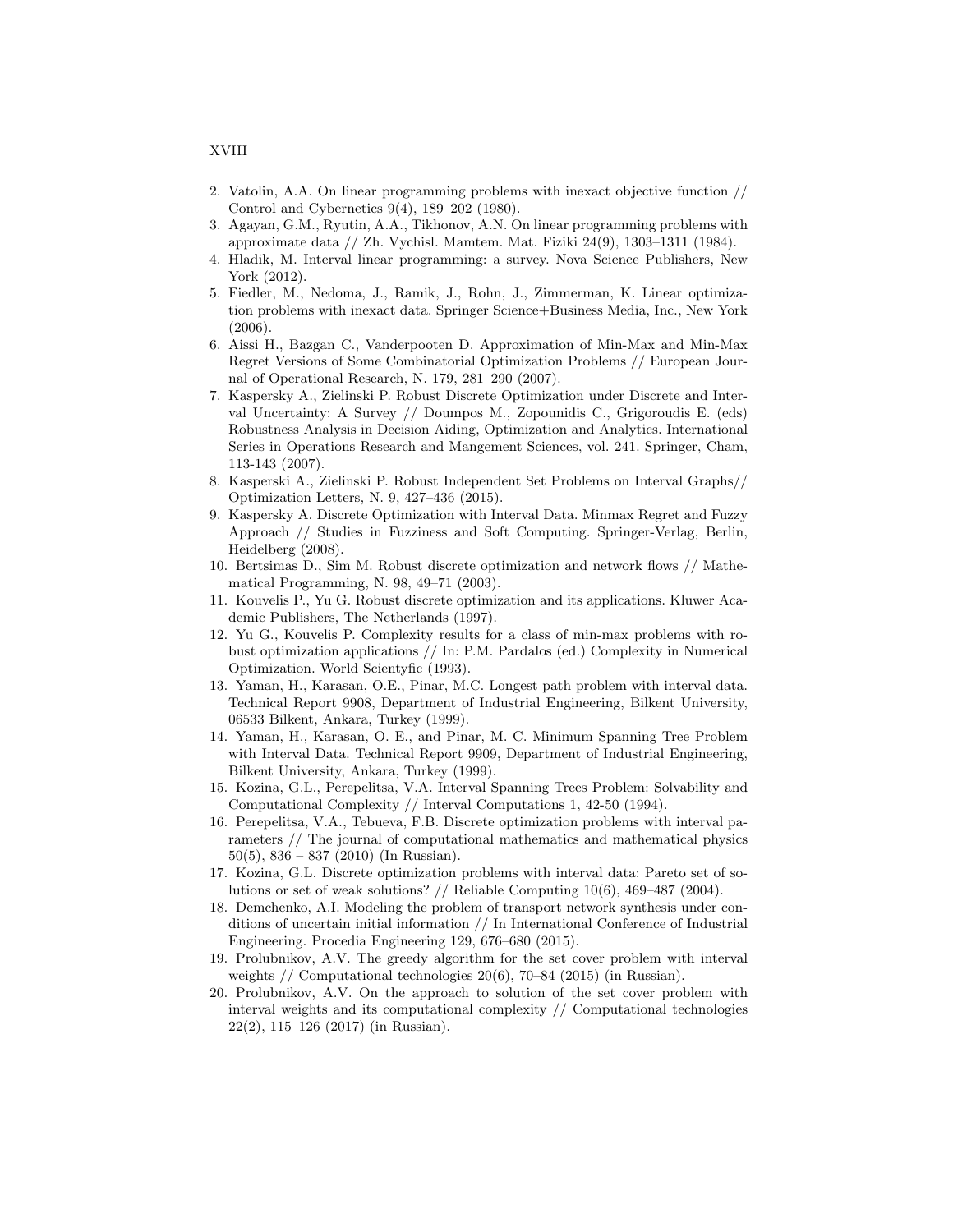2. Vatolin, A.A. On linear programming problems with inexact objective function // Control and Cybernetics 9(4), 189–202 (1980).
3. Agayan, G.M., Ryutin, A.A., Tikhonov, A.N. On linear programming problems with approximate data // Zh. Vychisl. Mamtem. Mat. Fiziki 24(9), 1303–1311 (1984).
4. Hladik, M. Interval linear programming: a survey. Nova Science Publishers, New York (2012).
5. Fiedler, M., Nedoma, J., Ramik, J., Rohn, J., Zimmerman, K. Linear optimization problems with inexact data. Springer Science+Business Media, Inc., New York (2006).
6. Aissi H., Bazgan C., Vanderpooten D. Approximation of Min-Max and Min-Max Regret Versions of Some Combinatorial Optimization Problems // European Journal of Operational Research, N. 179, 281–290 (2007).
7. Kaspersky A., Zielinski P. Robust Discrete Optimization under Discrete and Interval Uncertainty: A Survey // Doumpos M., Zopounidis C., Grigoroudis E. (eds) Robustness Analysis in Decision Aiding, Optimization and Analytics. International Series in Operations Research and Mangement Sciences, vol. 241. Springer, Cham, 113-143 (2007).
8. Kasperski A., Zielinski P. Robust Independent Set Problems on Interval Graphs// Optimization Letters, N. 9, 427–436 (2015).
9. Kaspersky A. Discrete Optimization with Interval Data. Minmax Regret and Fuzzy Approach // Studies in Fuzziness and Soft Computing. Springer-Verlag, Berlin, Heidelberg (2008).
10. Bertsimas D., Sim M. Robust discrete optimization and network flows // Mathematical Programming, N. 98, 49–71 (2003).
11. Kouvelis P., Yu G. Robust discrete optimization and its applications. Kluwer Academic Publishers, The Netherlands (1997).
12. Yu G., Kouvelis P. Complexity results for a class of min-max problems with robust optimization applications // In: P.M. Pardalos (ed.) Complexity in Numerical Optimization. World Scientyfic (1993).
13. Yaman, H., Karasan, O.E., Pinar, M.C. Longest path problem with interval data. Technical Report 9908, Department of Industrial Engineering, Bilkent University, 06533 Bilkent, Ankara, Turkey (1999).
14. Yaman, H., Karasan, O. E., and Pinar, M. C. Minimum Spanning Tree Problem with Interval Data. Technical Report 9909, Department of Industrial Engineering, Bilkent University, Ankara, Turkey (1999).
15. Kozina, G.L., Perepelitsa, V.A. Interval Spanning Trees Problem: Solvability and Computational Complexity // Interval Computations 1, 42-50 (1994).
16. Perepelitsa, V.A., Tebueva, F.B. Discrete optimization problems with interval parameters // The journal of computational mathematics and mathematical physics 50(5), 836 – 837 (2010) (In Russian).
17. Kozina, G.L. Discrete optimization problems with interval data: Pareto set of solutions or set of weak solutions? // Reliable Computing 10(6), 469–487 (2004).
18. Demchenko, A.I. Modeling the problem of transport network synthesis under conditions of uncertain initial information // In International Conference of Industrial Engineering. Procedia Engineering 129, 676–680 (2015).
19. Prolubnikov, A.V. The greedy algorithm for the set cover problem with interval weights // Computational technologies 20(6), 70–84 (2015) (in Russian).
20. Prolubnikov, A.V. On the approach to solution of the set cover problem with interval weights and its computational complexity // Computational technologies 22(2), 115–126 (2017) (in Russian).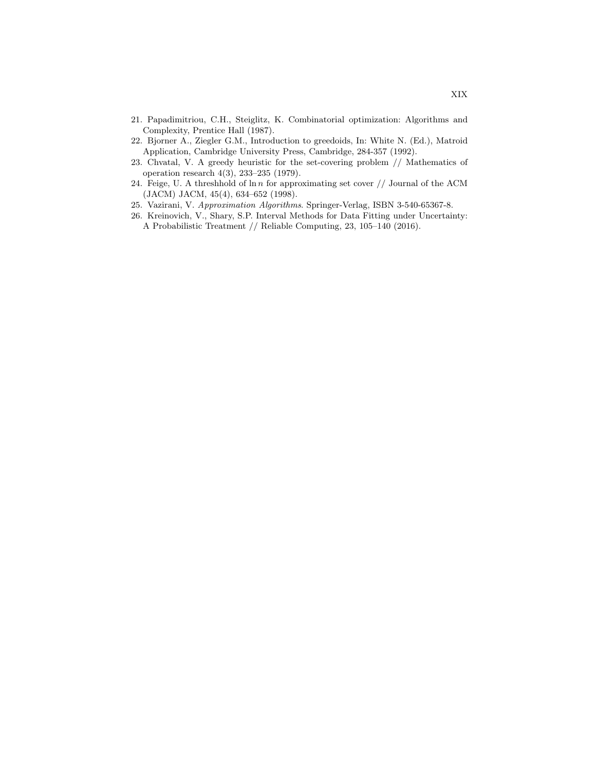21. Papadimitriou, C.H., Steiglitz, K. Combinatorial optimization: Algorithms and Complexity, Prentice Hall (1987).
22. Bjorner A., Ziegler G.M., Introduction to greedoids, In: White N. (Ed.), Matroid Application, Cambridge University Press, Cambridge, 284-357 (1992).
23. Chvatal, V. A greedy heuristic for the set-covering problem // Mathematics of operation research 4(3), 233–235 (1979).
24. Feige, U. A threshhold of $\ln n$ for approximating set cover // Journal of the ACM (JACM) JACM, 45(4), 634–652 (1998).
25. Vazirani, V. *Approximation Algorithms*. Springer-Verlag, ISBN 3-540-65367-8.
26. Kreinovich, V., Shary, S.P. Interval Methods for Data Fitting under Uncertainty: A Probabilistic Treatment // Reliable Computing, 23, 105–140 (2016).